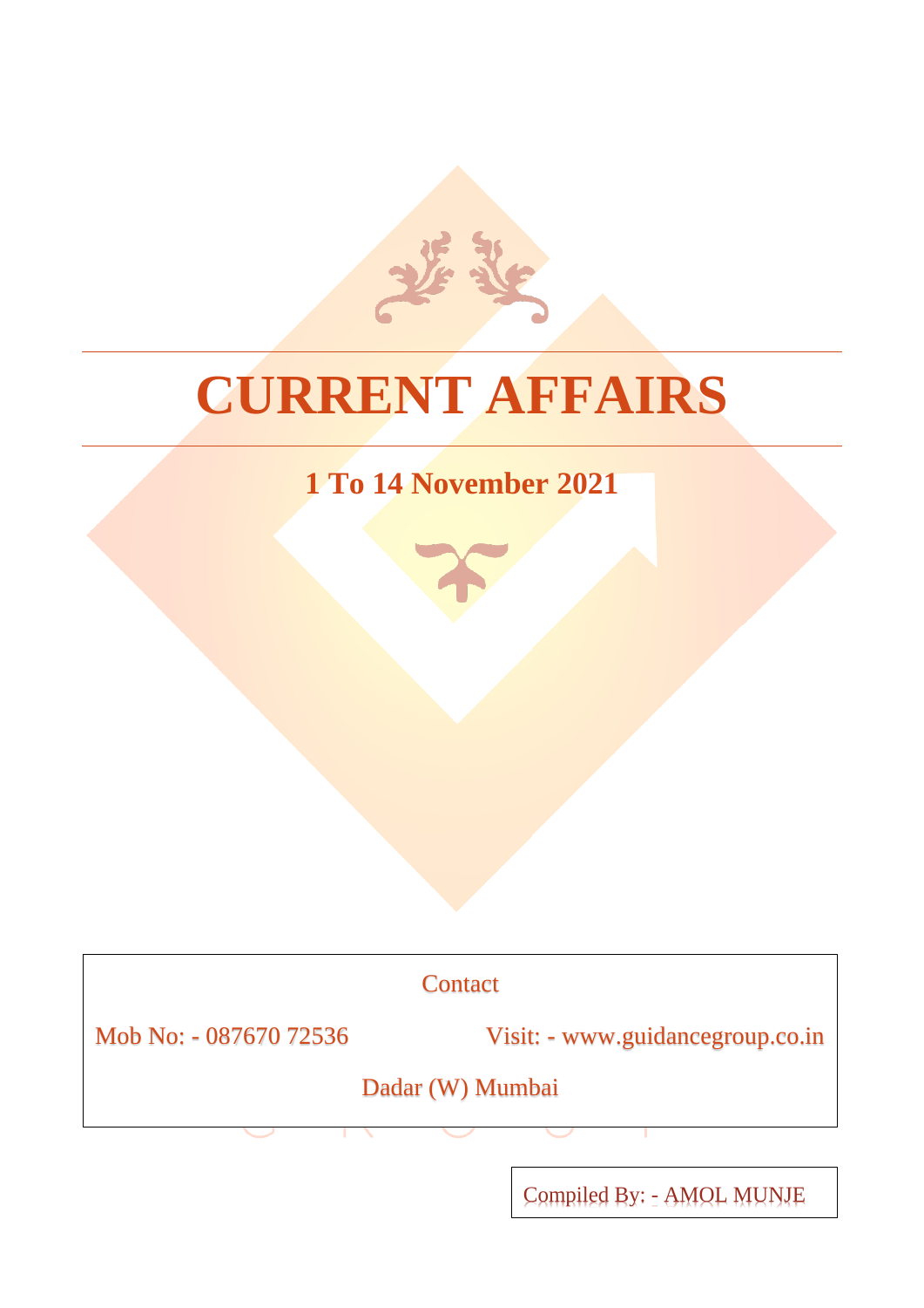# CURRENT AFFAIRS

## 1 To 14 November 2021

Contact

Mob No: - 087670 72536

Visit: - www.guidancegroup.co.in

Dadar (W) Mumbai

Compiled By: - AMOL MUNJE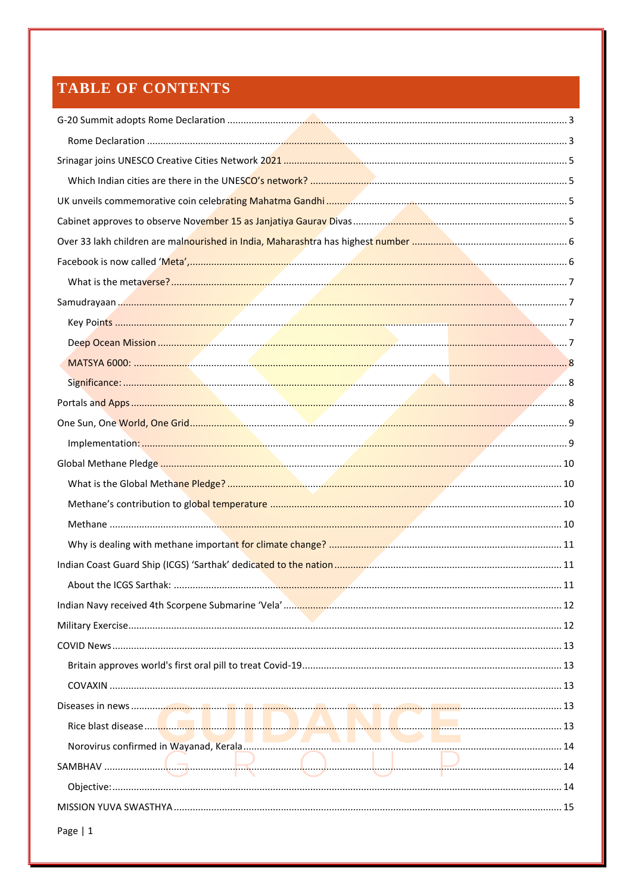# TABLE OF CONTENTS

- G-20 Summit adopts Rome Declaration ........ 3
  - Rome Declaration ........ 3
- Srinagar joins UNESCO Creative Cities Network 2021 ........ 5
  - Which Indian cities are there in the UNESCO's network? ........ 5
- UK unveils commemorative coin celebrating Mahatma Gandhi ........ 5
- Cabinet approves to observe November 15 as Janjatiya Gaurav Divas ........ 5
- Over 33 lakh children are malnourished in India, Maharashtra has highest number ........ 6
- Facebook is now called 'Meta', ........ 6
  - What is the metaverse? ........ 7
- Samudrayaan ........ 7
  - Key Points ........ 7
  - Deep Ocean Mission ........ 7
  - MATSYA 6000: ........ 8
  - Significance: ........ 8
- Portals and Apps ........ 8
- One Sun, One World, One Grid ........ 9
  - Implementation: ........ 9
- Global Methane Pledge ........ 10
  - What is the Global Methane Pledge? ........ 10
  - Methane's contribution to global temperature ........ 10
  - Methane ........ 10
  - Why is dealing with methane important for climate change? ........ 11
- Indian Coast Guard Ship (ICGS) 'Sarthak' dedicated to the nation ........ 11
  - About the ICGS Sarthak: ........ 11
- Indian Navy received 4th Scorpene Submarine 'Vela' ........ 12
- Military Exercise ........ 12
- COVID News ........ 13
  - Britain approves world's first oral pill to treat Covid-19 ........ 13
  - COVAXIN ........ 13
- Diseases in news ........ 13
  - Rice blast disease ........ 13
  - Norovirus confirmed in Wayanad, Kerala ........ 14
- SAMBHAV ........ 14
  - Objective: ........ 14
- MISSION YUVA SWASTHYA ........ 15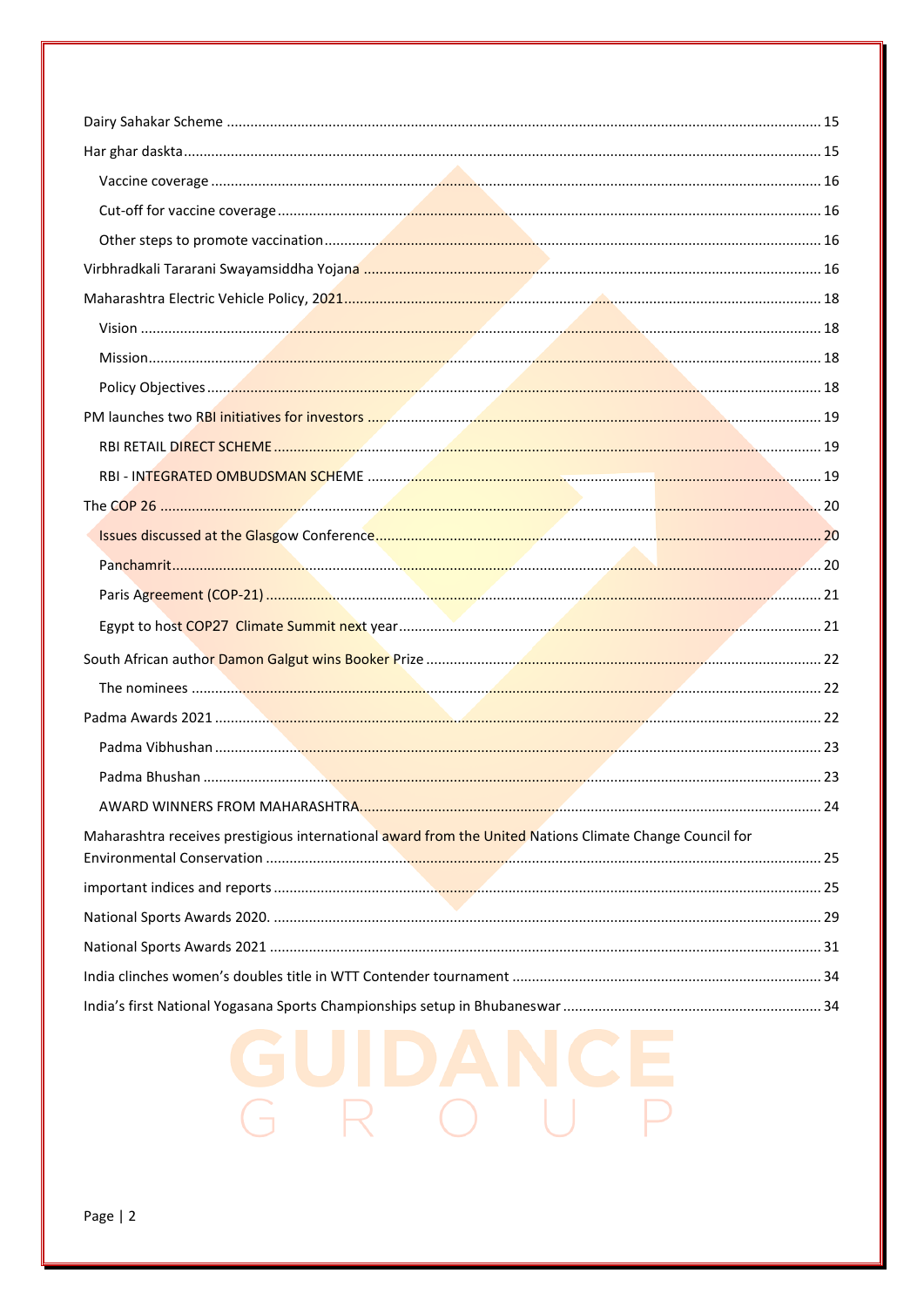Dairy Sahakar Scheme ..... 15

Har ghar daskta ..... 15

- Vaccine coverage ..... 16
- Cut-off for vaccine coverage ..... 16
- Other steps to promote vaccination ..... 16

Virbhradkali Tararani Swayamsiddha Yojana ..... 16

Maharashtra Electric Vehicle Policy, 2021 ..... 18

- Vision ..... 18
- Mission ..... 18
- Policy Objectives ..... 18

PM launches two RBI initiatives for investors ..... 19

- RBI RETAIL DIRECT SCHEME ..... 19
- RBI - INTEGRATED OMBUDSMAN SCHEME ..... 19

The COP 26 ..... 20

- Issues discussed at the Glasgow Conference ..... 20
- Panchamrit ..... 20
- Paris Agreement (COP-21) ..... 21
- Egypt to host COP27 Climate Summit next year ..... 21

South African author Damon Galgut wins Booker Prize ..... 22

- The nominees ..... 22

Padma Awards 2021 ..... 22

- Padma Vibhushan ..... 23
- Padma Bhushan ..... 23
- AWARD WINNERS FROM MAHARASHTRA ..... 24

Maharashtra receives prestigious international award from the United Nations Climate Change Council for Environmental Conservation ..... 25

important indices and reports ..... 25

National Sports Awards 2020. ..... 29

National Sports Awards 2021 ..... 31

India clinches women's doubles title in WTT Contender tournament ..... 34

India's first National Yogasana Sports Championships setup in Bhubaneswar ..... 34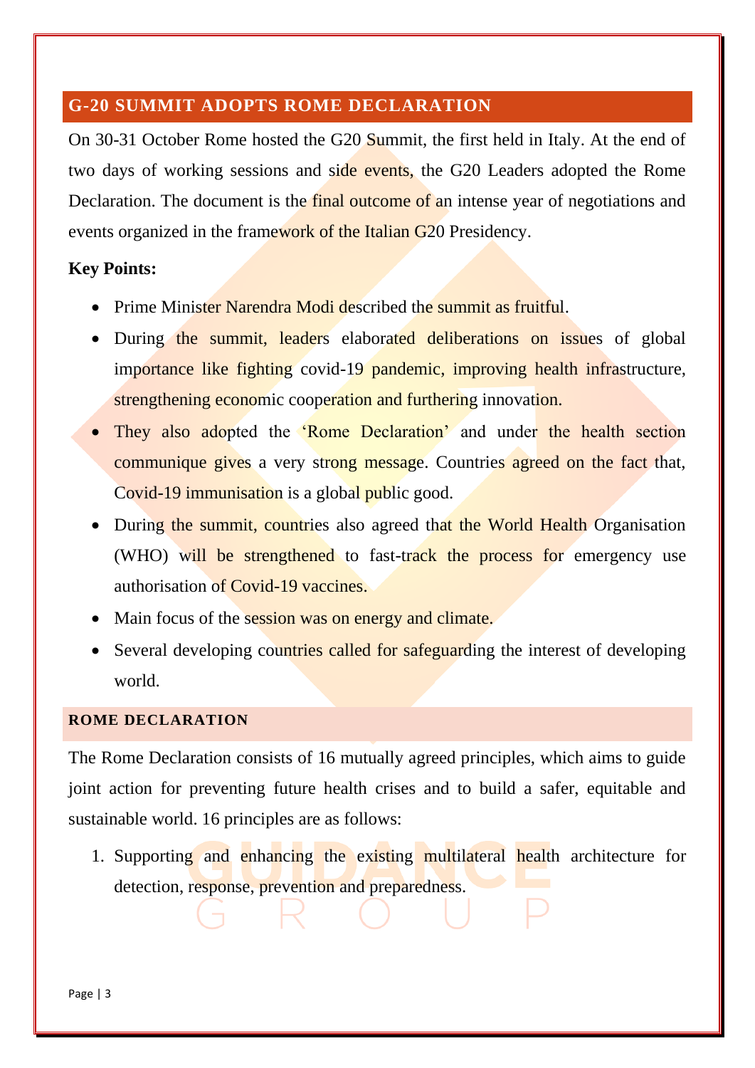## G-20 SUMMIT ADOPTS ROME DECLARATION

On 30-31 October Rome hosted the G20 Summit, the first held in Italy. At the end of two days of working sessions and side events, the G20 Leaders adopted the Rome Declaration. The document is the final outcome of an intense year of negotiations and events organized in the framework of the Italian G20 Presidency.

**Key Points:**

- Prime Minister Narendra Modi described the summit as fruitful.
- During the summit, leaders elaborated deliberations on issues of global importance like fighting covid-19 pandemic, improving health infrastructure, strengthening economic cooperation and furthering innovation.
- They also adopted the 'Rome Declaration' and under the health section communique gives a very strong message. Countries agreed on the fact that, Covid-19 immunisation is a global public good.
- During the summit, countries also agreed that the World Health Organisation (WHO) will be strengthened to fast-track the process for emergency use authorisation of Covid-19 vaccines.
- Main focus of the session was on energy and climate.
- Several developing countries called for safeguarding the interest of developing world.

### ROME DECLARATION

The Rome Declaration consists of 16 mutually agreed principles, which aims to guide joint action for preventing future health crises and to build a safer, equitable and sustainable world. 16 principles are as follows:

1. Supporting and enhancing the existing multilateral health architecture for detection, response, prevention and preparedness.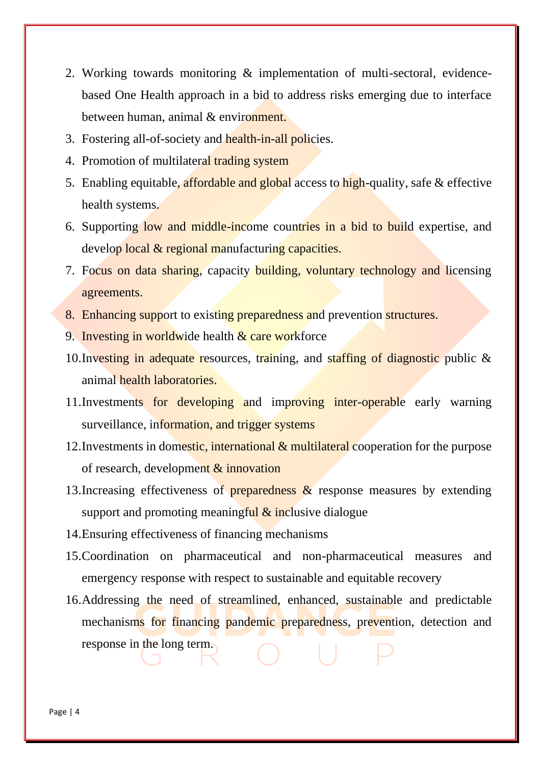2. Working towards monitoring & implementation of multi-sectoral, evidence-based One Health approach in a bid to address risks emerging due to interface between human, animal & environment.
3. Fostering all-of-society and health-in-all policies.
4. Promotion of multilateral trading system
5. Enabling equitable, affordable and global access to high-quality, safe & effective health systems.
6. Supporting low and middle-income countries in a bid to build expertise, and develop local & regional manufacturing capacities.
7. Focus on data sharing, capacity building, voluntary technology and licensing agreements.
8. Enhancing support to existing preparedness and prevention structures.
9. Investing in worldwide health & care workforce
10. Investing in adequate resources, training, and staffing of diagnostic public & animal health laboratories.
11. Investments for developing and improving inter-operable early warning surveillance, information, and trigger systems
12. Investments in domestic, international & multilateral cooperation for the purpose of research, development & innovation
13. Increasing effectiveness of preparedness & response measures by extending support and promoting meaningful & inclusive dialogue
14. Ensuring effectiveness of financing mechanisms
15. Coordination on pharmaceutical and non-pharmaceutical measures and emergency response with respect to sustainable and equitable recovery
16. Addressing the need of streamlined, enhanced, sustainable and predictable mechanisms for financing pandemic preparedness, prevention, detection and response in the long term.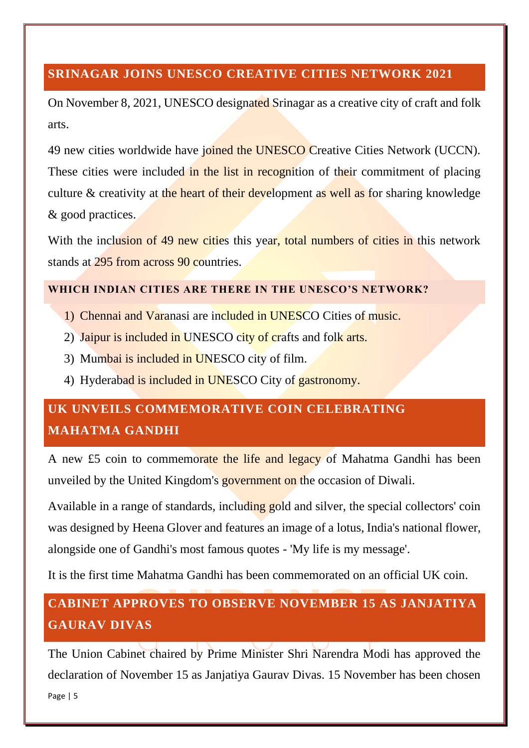## SRINAGAR JOINS UNESCO CREATIVE CITIES NETWORK 2021

On November 8, 2021, UNESCO designated Srinagar as a creative city of craft and folk arts.

49 new cities worldwide have joined the UNESCO Creative Cities Network (UCCN). These cities were included in the list in recognition of their commitment of placing culture & creativity at the heart of their development as well as for sharing knowledge & good practices.

With the inclusion of 49 new cities this year, total numbers of cities in this network stands at 295 from across 90 countries.

### WHICH INDIAN CITIES ARE THERE IN THE UNESCO'S NETWORK?

1) Chennai and Varanasi are included in UNESCO Cities of music.
2) Jaipur is included in UNESCO city of crafts and folk arts.
3) Mumbai is included in UNESCO city of film.
4) Hyderabad is included in UNESCO City of gastronomy.

## UK UNVEILS COMMEMORATIVE COIN CELEBRATING MAHATMA GANDHI

A new £5 coin to commemorate the life and legacy of Mahatma Gandhi has been unveiled by the United Kingdom's government on the occasion of Diwali.

Available in a range of standards, including gold and silver, the special collectors' coin was designed by Heena Glover and features an image of a lotus, India's national flower, alongside one of Gandhi's most famous quotes - 'My life is my message'.

It is the first time Mahatma Gandhi has been commemorated on an official UK coin.

## CABINET APPROVES TO OBSERVE NOVEMBER 15 AS JANJATIYA GAURAV DIVAS

The Union Cabinet chaired by Prime Minister Shri Narendra Modi has approved the declaration of November 15 as Janjatiya Gaurav Divas. 15 November has been chosen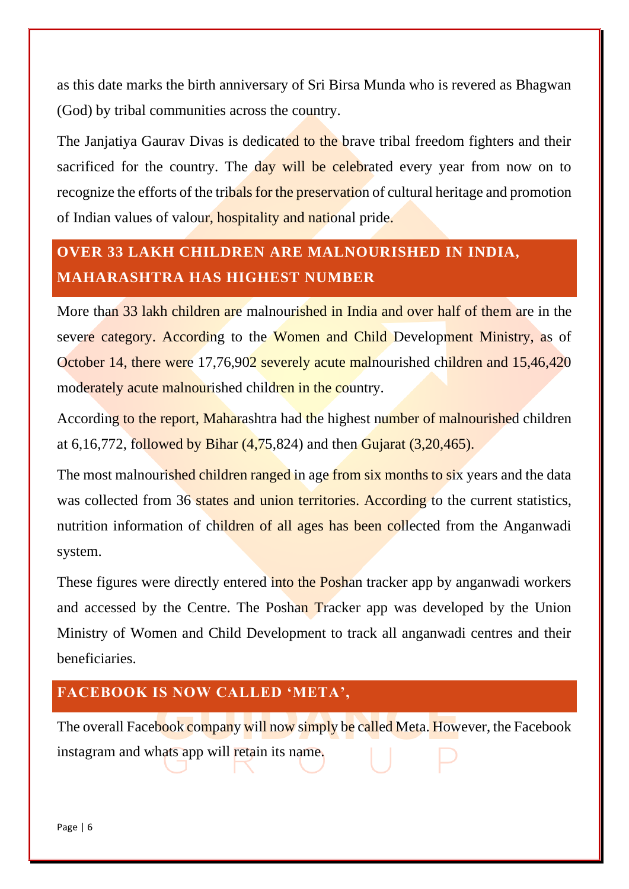as this date marks the birth anniversary of Sri Birsa Munda who is revered as Bhagwan (God) by tribal communities across the country.

The Janjatiya Gaurav Divas is dedicated to the brave tribal freedom fighters and their sacrificed for the country. The day will be celebrated every year from now on to recognize the efforts of the tribals for the preservation of cultural heritage and promotion of Indian values of valour, hospitality and national pride.

## OVER 33 LAKH CHILDREN ARE MALNOURISHED IN INDIA, MAHARASHTRA HAS HIGHEST NUMBER

More than 33 lakh children are malnourished in India and over half of them are in the severe category. According to the Women and Child Development Ministry, as of October 14, there were 17,76,902 severely acute malnourished children and 15,46,420 moderately acute malnourished children in the country.

According to the report, Maharashtra had the highest number of malnourished children at 6,16,772, followed by Bihar (4,75,824) and then Gujarat (3,20,465).

The most malnourished children ranged in age from six months to six years and the data was collected from 36 states and union territories. According to the current statistics, nutrition information of children of all ages has been collected from the Anganwadi system.

These figures were directly entered into the Poshan tracker app by anganwadi workers and accessed by the Centre. The Poshan Tracker app was developed by the Union Ministry of Women and Child Development to track all anganwadi centres and their beneficiaries.

## FACEBOOK IS NOW CALLED 'META',

The overall Facebook company will now simply be called Meta. However, the Facebook instagram and whats app will retain its name.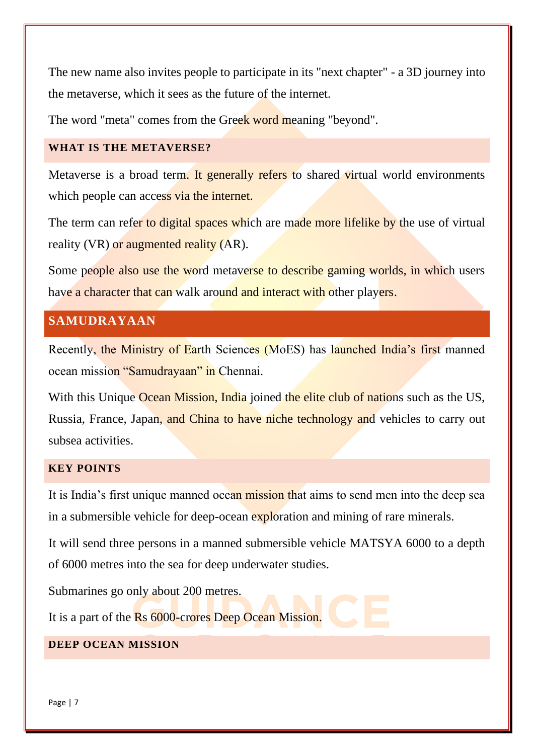The new name also invites people to participate in its "next chapter" - a 3D journey into the metaverse, which it sees as the future of the internet.

The word "meta" comes from the Greek word meaning "beyond".

### WHAT IS THE METAVERSE?

Metaverse is a broad term. It generally refers to shared virtual world environments which people can access via the internet.

The term can refer to digital spaces which are made more lifelike by the use of virtual reality (VR) or augmented reality (AR).

Some people also use the word metaverse to describe gaming worlds, in which users have a character that can walk around and interact with other players.

## SAMUDRAYAAN

Recently, the Ministry of Earth Sciences (MoES) has launched India's first manned ocean mission "Samudrayaan" in Chennai.

With this Unique Ocean Mission, India joined the elite club of nations such as the US, Russia, France, Japan, and China to have niche technology and vehicles to carry out subsea activities.

### KEY POINTS

It is India's first unique manned ocean mission that aims to send men into the deep sea in a submersible vehicle for deep-ocean exploration and mining of rare minerals.

It will send three persons in a manned submersible vehicle MATSYA 6000 to a depth of 6000 metres into the sea for deep underwater studies.

Submarines go only about 200 metres.

It is a part of the Rs 6000-crores Deep Ocean Mission.

### DEEP OCEAN MISSION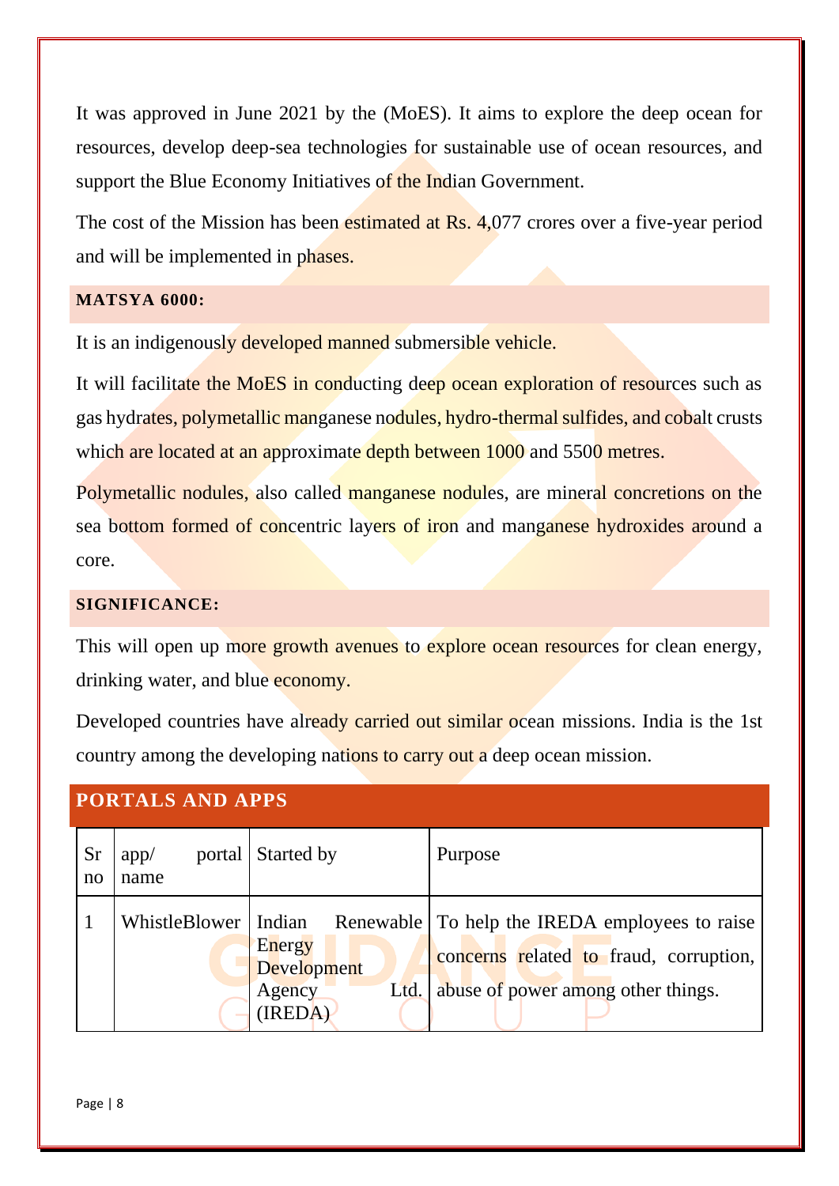It was approved in June 2021 by the (MoES). It aims to explore the deep ocean for resources, develop deep-sea technologies for sustainable use of ocean resources, and support the Blue Economy Initiatives of the Indian Government.

The cost of the Mission has been estimated at Rs. 4,077 crores over a five-year period and will be implemented in phases.

### MATSYA 6000:

It is an indigenously developed manned submersible vehicle.

It will facilitate the MoES in conducting deep ocean exploration of resources such as gas hydrates, polymetallic manganese nodules, hydro-thermal sulfides, and cobalt crusts which are located at an approximate depth between 1000 and 5500 metres.

Polymetallic nodules, also called manganese nodules, are mineral concretions on the sea bottom formed of concentric layers of iron and manganese hydroxides around a core.

### SIGNIFICANCE:

This will open up more growth avenues to explore ocean resources for clean energy, drinking water, and blue economy.

Developed countries have already carried out similar ocean missions. India is the 1st country among the developing nations to carry out a deep ocean mission.

## PORTALS AND APPS

| Sr no | app/ portal name | Started by | Purpose |
|---|---|---|---|
| 1 | WhistleBlower | Indian Renewable Energy Development Agency Ltd. (IREDA) | To help the IREDA employees to raise concerns related to fraud, corruption, abuse of power among other things. |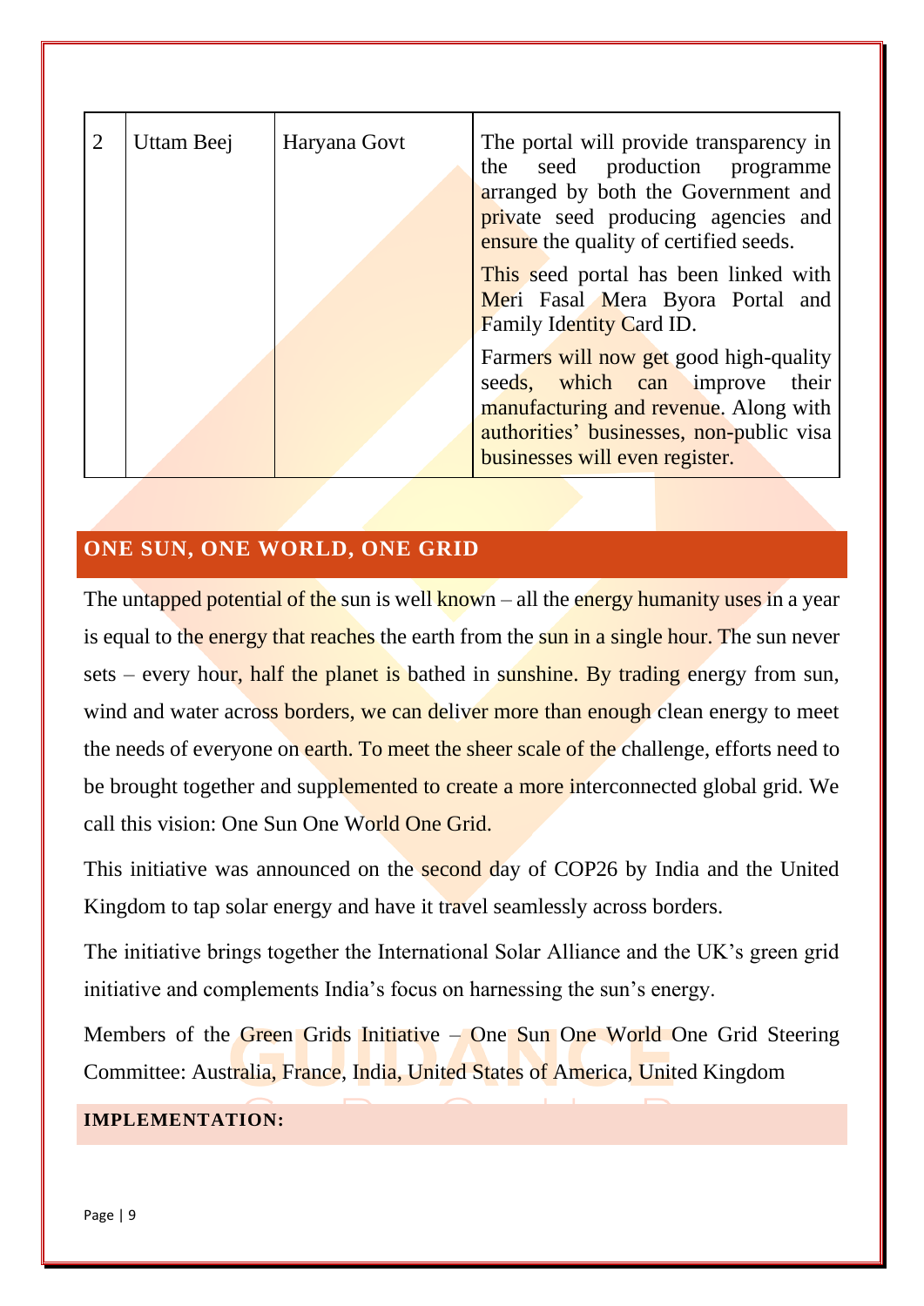| 2 | Uttam Beej | Haryana Govt | The portal will provide transparency in the seed production programme arranged by both the Government and private seed producing agencies and ensure the quality of certified seeds.<br><br>This seed portal has been linked with Meri Fasal Mera Byora Portal and Family Identity Card ID.<br><br>Farmers will now get good high-quality seeds, which can improve their manufacturing and revenue. Along with authorities' businesses, non-public visa businesses will even register. |
|---|---|---|---|

## ONE SUN, ONE WORLD, ONE GRID

The untapped potential of the sun is well known – all the energy humanity uses in a year is equal to the energy that reaches the earth from the sun in a single hour. The sun never sets – every hour, half the planet is bathed in sunshine. By trading energy from sun, wind and water across borders, we can deliver more than enough clean energy to meet the needs of everyone on earth. To meet the sheer scale of the challenge, efforts need to be brought together and supplemented to create a more interconnected global grid. We call this vision: One Sun One World One Grid.

This initiative was announced on the second day of COP26 by India and the United Kingdom to tap solar energy and have it travel seamlessly across borders.

The initiative brings together the International Solar Alliance and the UK's green grid initiative and complements India's focus on harnessing the sun's energy.

Members of the Green Grids Initiative – One Sun One World One Grid Steering Committee: Australia, France, India, United States of America, United Kingdom

**IMPLEMENTATION:**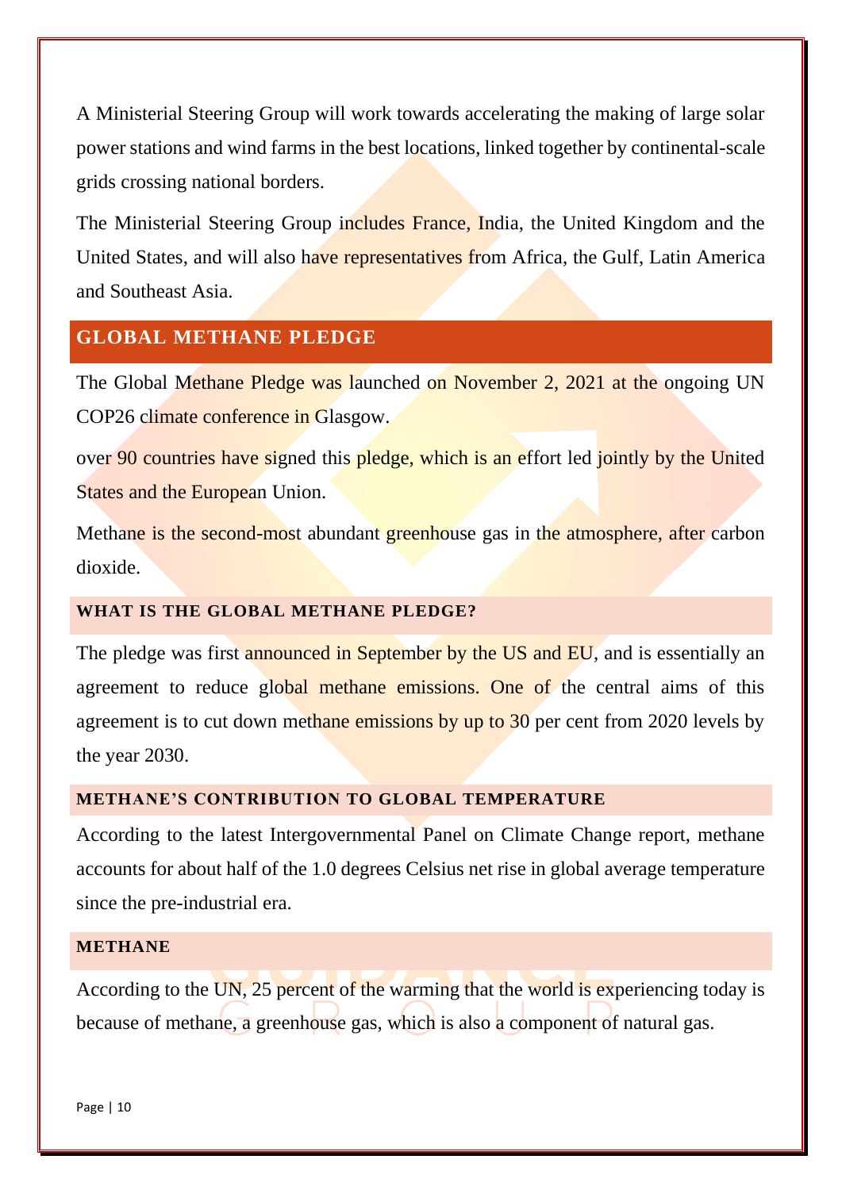A Ministerial Steering Group will work towards accelerating the making of large solar power stations and wind farms in the best locations, linked together by continental-scale grids crossing national borders.

The Ministerial Steering Group includes France, India, the United Kingdom and the United States, and will also have representatives from Africa, the Gulf, Latin America and Southeast Asia.

## GLOBAL METHANE PLEDGE

The Global Methane Pledge was launched on November 2, 2021 at the ongoing UN COP26 climate conference in Glasgow.

over 90 countries have signed this pledge, which is an effort led jointly by the United States and the European Union.

Methane is the second-most abundant greenhouse gas in the atmosphere, after carbon dioxide.

### WHAT IS THE GLOBAL METHANE PLEDGE?

The pledge was first announced in September by the US and EU, and is essentially an agreement to reduce global methane emissions. One of the central aims of this agreement is to cut down methane emissions by up to 30 per cent from 2020 levels by the year 2030.

### METHANE'S CONTRIBUTION TO GLOBAL TEMPERATURE

According to the latest Intergovernmental Panel on Climate Change report, methane accounts for about half of the 1.0 degrees Celsius net rise in global average temperature since the pre-industrial era.

### METHANE

According to the UN, 25 percent of the warming that the world is experiencing today is because of methane, a greenhouse gas, which is also a component of natural gas.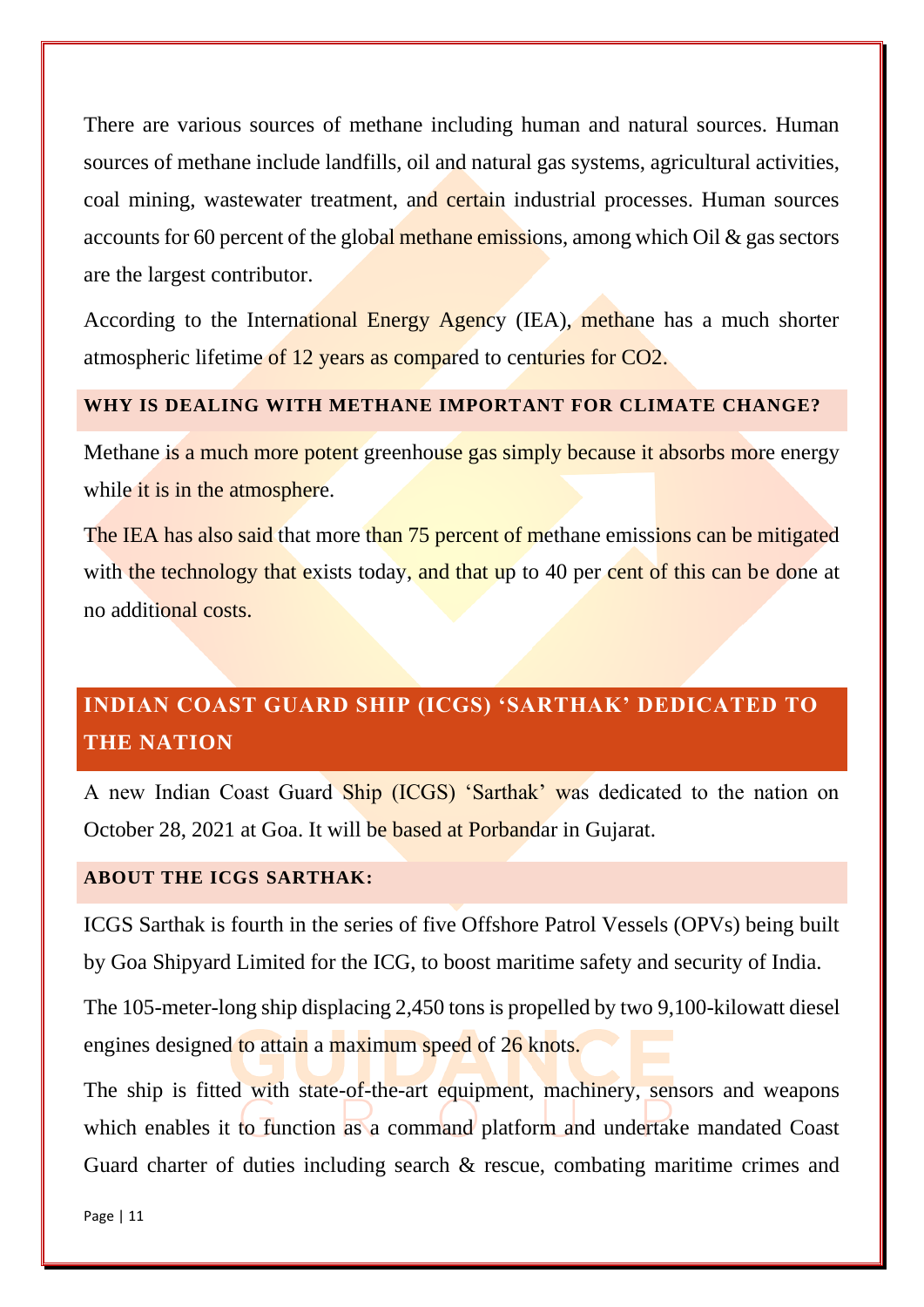There are various sources of methane including human and natural sources. Human sources of methane include landfills, oil and natural gas systems, agricultural activities, coal mining, wastewater treatment, and certain industrial processes. Human sources accounts for 60 percent of the global methane emissions, among which Oil & gas sectors are the largest contributor.

According to the International Energy Agency (IEA), methane has a much shorter atmospheric lifetime of 12 years as compared to centuries for $CO_2$.

### WHY IS DEALING WITH METHANE IMPORTANT FOR CLIMATE CHANGE?

Methane is a much more potent greenhouse gas simply because it absorbs more energy while it is in the atmosphere.

The IEA has also said that more than 75 percent of methane emissions can be mitigated with the technology that exists today, and that up to 40 per cent of this can be done at no additional costs.

## INDIAN COAST GUARD SHIP (ICGS) 'SARTHAK' DEDICATED TO THE NATION

A new Indian Coast Guard Ship (ICGS) 'Sarthak' was dedicated to the nation on October 28, 2021 at Goa. It will be based at Porbandar in Gujarat.

### ABOUT THE ICGS SARTHAK:

ICGS Sarthak is fourth in the series of five Offshore Patrol Vessels (OPVs) being built by Goa Shipyard Limited for the ICG, to boost maritime safety and security of India.

The 105-meter-long ship displacing 2,450 tons is propelled by two 9,100-kilowatt diesel engines designed to attain a maximum speed of 26 knots.

The ship is fitted with state-of-the-art equipment, machinery, sensors and weapons which enables it to function as a command platform and undertake mandated Coast Guard charter of duties including search & rescue, combating maritime crimes and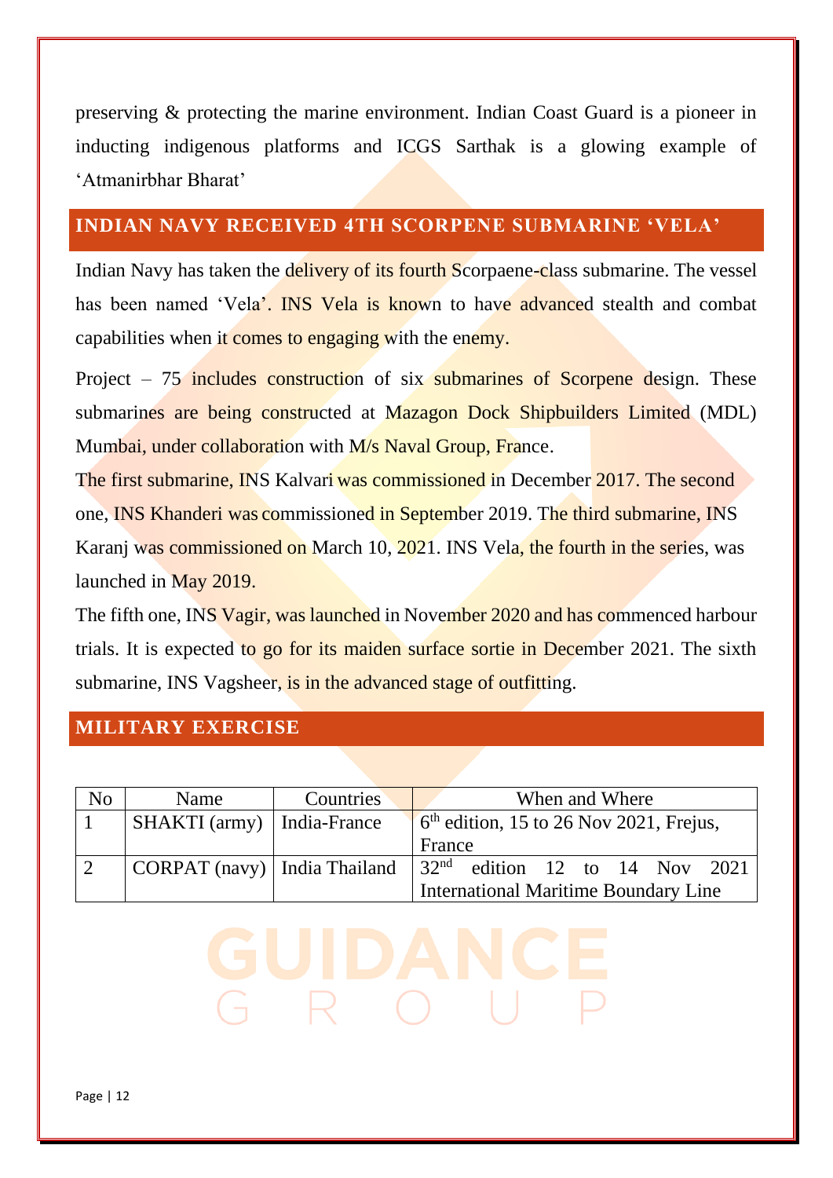preserving & protecting the marine environment. Indian Coast Guard is a pioneer in inducting indigenous platforms and ICGS Sarthak is a glowing example of 'Atmanirbhar Bharat'

## INDIAN NAVY RECEIVED 4TH SCORPENE SUBMARINE 'VELA'

Indian Navy has taken the delivery of its fourth Scorpaene-class submarine. The vessel has been named 'Vela'. INS Vela is known to have advanced stealth and combat capabilities when it comes to engaging with the enemy.

Project – 75 includes construction of six submarines of Scorpene design. These submarines are being constructed at Mazagon Dock Shipbuilders Limited (MDL) Mumbai, under collaboration with M/s Naval Group, France.

The first submarine, INS Kalvari was commissioned in December 2017. The second one, INS Khanderi was commissioned in September 2019. The third submarine, INS Karanj was commissioned on March 10, 2021. INS Vela, the fourth in the series, was launched in May 2019.

The fifth one, INS Vagir, was launched in November 2020 and has commenced harbour trials. It is expected to go for its maiden surface sortie in December 2021. The sixth submarine, INS Vagsheer, is in the advanced stage of outfitting.

## MILITARY EXERCISE

| No | Name | Countries | When and Where |
|---|---|---|---|
| 1 | SHAKTI (army) | India-France | 6th edition, 15 to 26 Nov 2021, Frejus, France |
| 2 | CORPAT (navy) | India Thailand | 32nd edition 12 to 14 Nov 2021 International Maritime Boundary Line |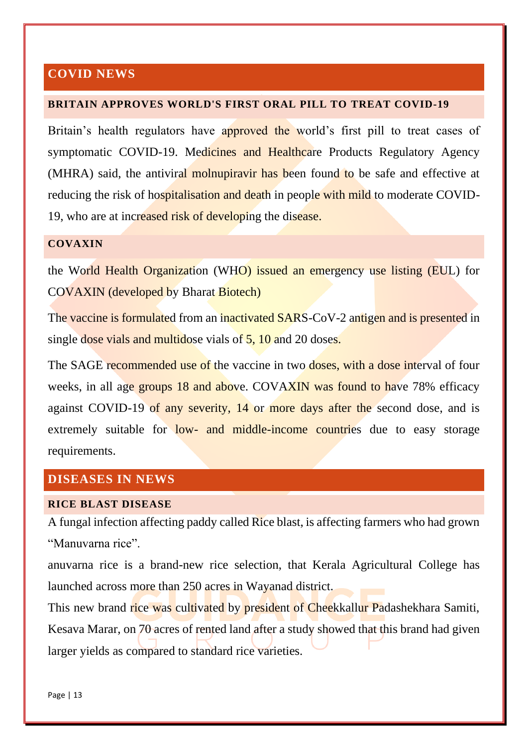## COVID NEWS

### BRITAIN APPROVES WORLD'S FIRST ORAL PILL TO TREAT COVID-19

Britain's health regulators have approved the world's first pill to treat cases of symptomatic COVID-19. Medicines and Healthcare Products Regulatory Agency (MHRA) said, the antiviral molnupiravir has been found to be safe and effective at reducing the risk of hospitalisation and death in people with mild to moderate COVID-19, who are at increased risk of developing the disease.

### COVAXIN

the World Health Organization (WHO) issued an emergency use listing (EUL) for COVAXIN (developed by Bharat Biotech)

The vaccine is formulated from an inactivated SARS-CoV-2 antigen and is presented in single dose vials and multidose vials of 5, 10 and 20 doses.

The SAGE recommended use of the vaccine in two doses, with a dose interval of four weeks, in all age groups 18 and above. COVAXIN was found to have 78% efficacy against COVID-19 of any severity, 14 or more days after the second dose, and is extremely suitable for low- and middle-income countries due to easy storage requirements.

## DISEASES IN NEWS

### RICE BLAST DISEASE

A fungal infection affecting paddy called Rice blast, is affecting farmers who had grown "Manuvarna rice".

anuvarna rice is a brand-new rice selection, that Kerala Agricultural College has launched across more than 250 acres in Wayanad district.

This new brand rice was cultivated by president of Cheekkallur Padashekhara Samiti, Kesava Marar, on 70 acres of rented land after a study showed that this brand had given larger yields as compared to standard rice varieties.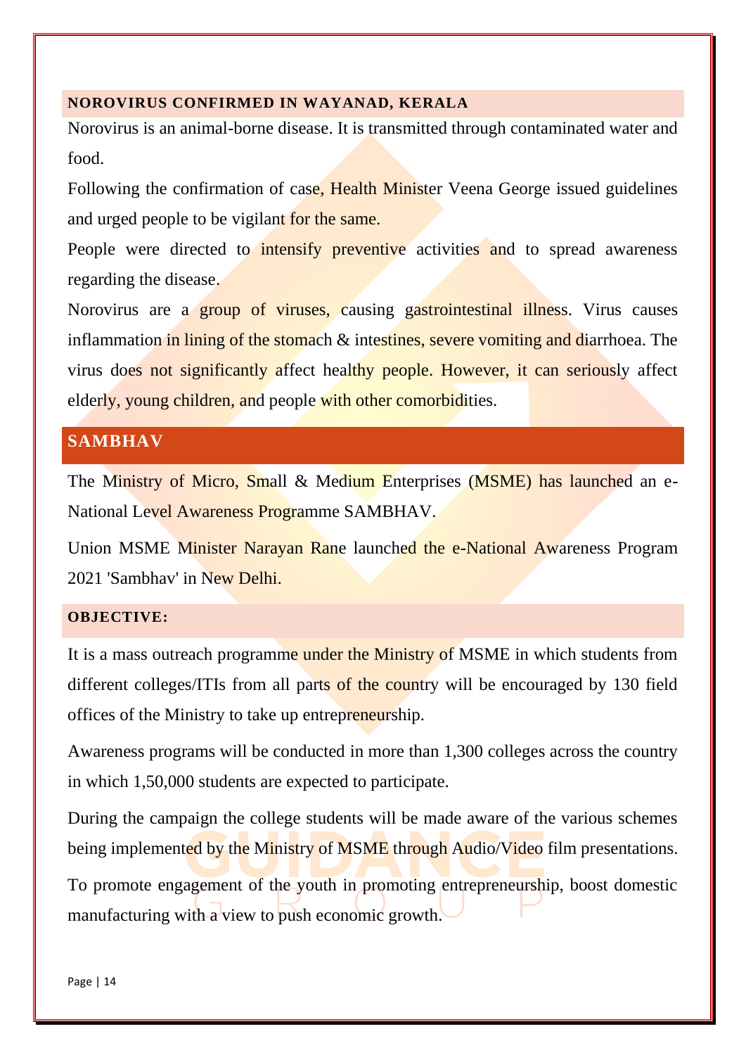## NOROVIRUS CONFIRMED IN WAYANAD, KERALA

Norovirus is an animal-borne disease. It is transmitted through contaminated water and food.

Following the confirmation of case, Health Minister Veena George issued guidelines and urged people to be vigilant for the same.

People were directed to intensify preventive activities and to spread awareness regarding the disease.

Norovirus are a group of viruses, causing gastrointestinal illness. Virus causes inflammation in lining of the stomach & intestines, severe vomiting and diarrhoea. The virus does not significantly affect healthy people. However, it can seriously affect elderly, young children, and people with other comorbidities.

## SAMBHAV

The Ministry of Micro, Small & Medium Enterprises (MSME) has launched an e-National Level Awareness Programme SAMBHAV.

Union MSME Minister Narayan Rane launched the e-National Awareness Program 2021 'Sambhav' in New Delhi.

### OBJECTIVE:

It is a mass outreach programme under the Ministry of MSME in which students from different colleges/ITIs from all parts of the country will be encouraged by 130 field offices of the Ministry to take up entrepreneurship.

Awareness programs will be conducted in more than 1,300 colleges across the country in which 1,50,000 students are expected to participate.

During the campaign the college students will be made aware of the various schemes being implemented by the Ministry of MSME through Audio/Video film presentations.

To promote engagement of the youth in promoting entrepreneurship, boost domestic manufacturing with a view to push economic growth.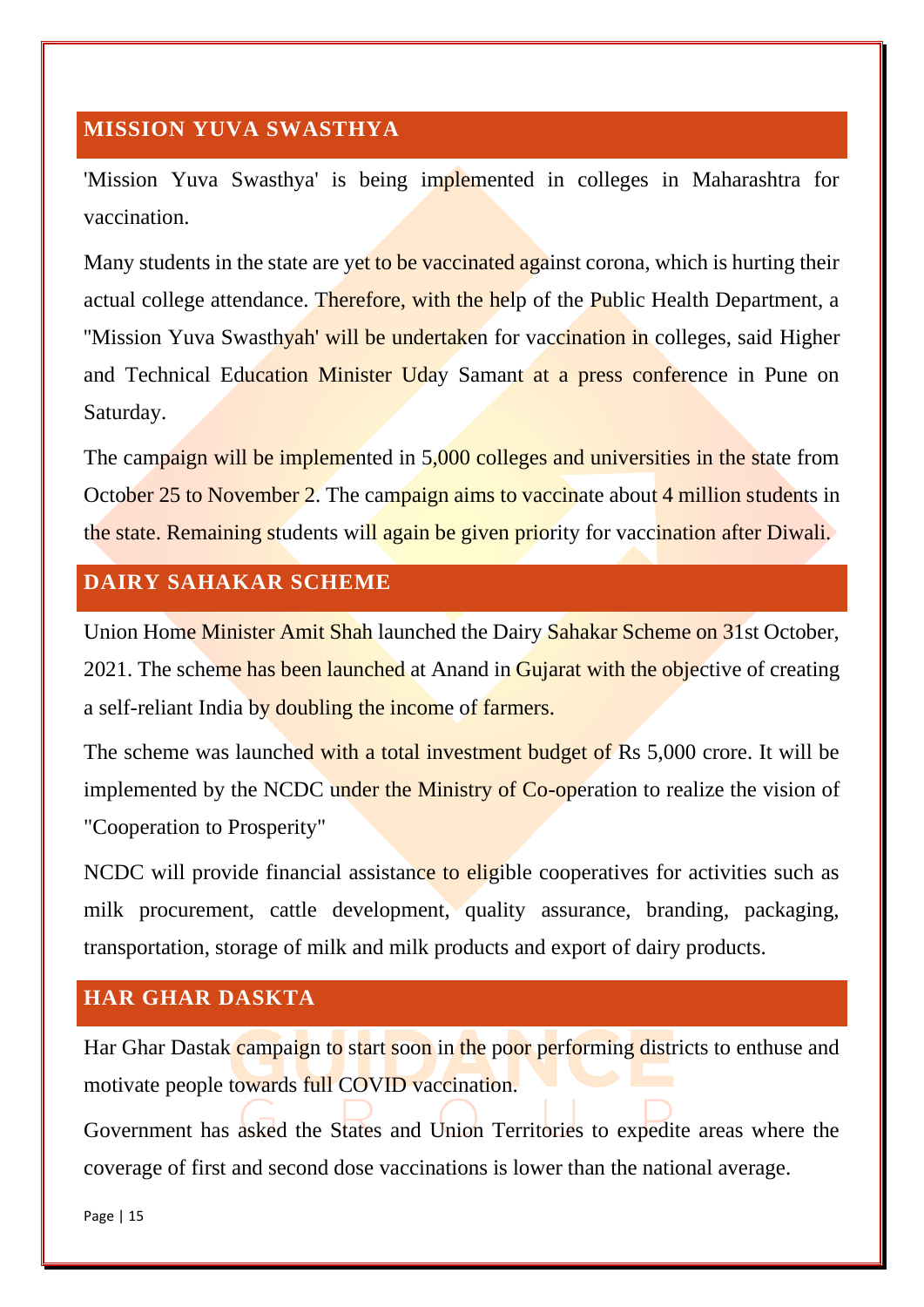## MISSION YUVA SWASTHYA

'Mission Yuva Swasthya' is being implemented in colleges in Maharashtra for vaccination.

Many students in the state are yet to be vaccinated against corona, which is hurting their actual college attendance. Therefore, with the help of the Public Health Department, a "Mission Yuva Swasthyah' will be undertaken for vaccination in colleges, said Higher and Technical Education Minister Uday Samant at a press conference in Pune on Saturday.

The campaign will be implemented in 5,000 colleges and universities in the state from October 25 to November 2. The campaign aims to vaccinate about 4 million students in the state. Remaining students will again be given priority for vaccination after Diwali.

## DAIRY SAHAKAR SCHEME

Union Home Minister Amit Shah launched the Dairy Sahakar Scheme on 31st October, 2021. The scheme has been launched at Anand in Gujarat with the objective of creating a self-reliant India by doubling the income of farmers.

The scheme was launched with a total investment budget of Rs 5,000 crore. It will be implemented by the NCDC under the Ministry of Co-operation to realize the vision of "Cooperation to Prosperity"

NCDC will provide financial assistance to eligible cooperatives for activities such as milk procurement, cattle development, quality assurance, branding, packaging, transportation, storage of milk and milk products and export of dairy products.

## HAR GHAR DASKTA

Har Ghar Dastak campaign to start soon in the poor performing districts to enthuse and motivate people towards full COVID vaccination.

Government has asked the States and Union Territories to expedite areas where the coverage of first and second dose vaccinations is lower than the national average.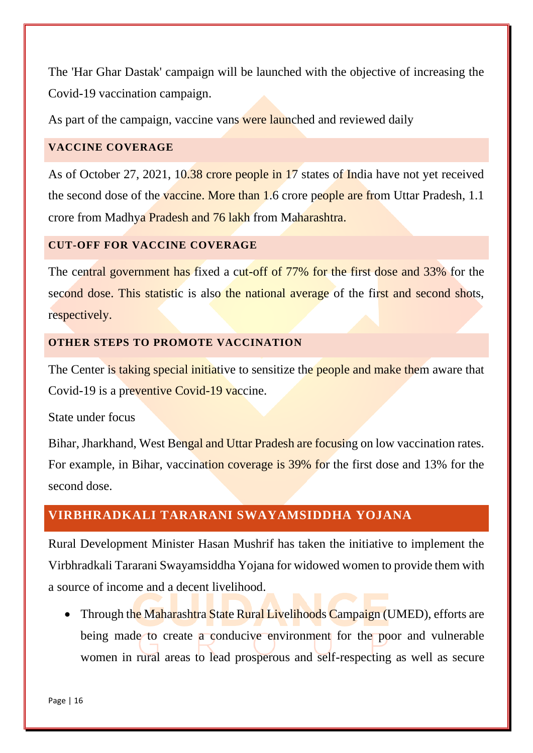The 'Har Ghar Dastak' campaign will be launched with the objective of increasing the Covid-19 vaccination campaign.

As part of the campaign, vaccine vans were launched and reviewed daily

### VACCINE COVERAGE

As of October 27, 2021, 10.38 crore people in 17 states of India have not yet received the second dose of the vaccine. More than 1.6 crore people are from Uttar Pradesh, 1.1 crore from Madhya Pradesh and 76 lakh from Maharashtra.

### CUT-OFF FOR VACCINE COVERAGE

The central government has fixed a cut-off of 77% for the first dose and 33% for the second dose. This statistic is also the national average of the first and second shots, respectively.

### OTHER STEPS TO PROMOTE VACCINATION

The Center is taking special initiative to sensitize the people and make them aware that Covid-19 is a preventive Covid-19 vaccine.

State under focus

Bihar, Jharkhand, West Bengal and Uttar Pradesh are focusing on low vaccination rates. For example, in Bihar, vaccination coverage is 39% for the first dose and 13% for the second dose.

## VIRBHRADKALI TARARANI SWAYAMSIDDHA YOJANA

Rural Development Minister Hasan Mushrif has taken the initiative to implement the Virbhradkali Tararani Swayamsiddha Yojana for widowed women to provide them with a source of income and a decent livelihood.

- Through the Maharashtra State Rural Livelihoods Campaign (UMED), efforts are being made to create a conducive environment for the poor and vulnerable women in rural areas to lead prosperous and self-respecting as well as secure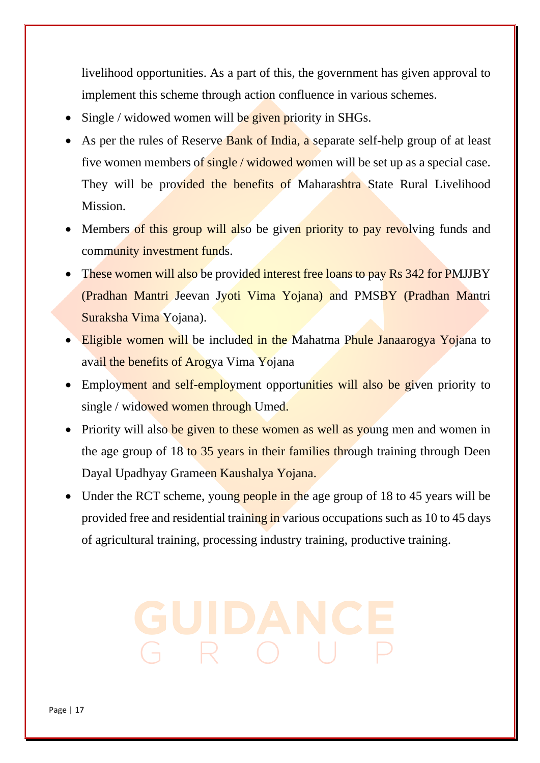livelihood opportunities. As a part of this, the government has given approval to implement this scheme through action confluence in various schemes.

- Single / widowed women will be given priority in SHGs.
- As per the rules of Reserve Bank of India, a separate self-help group of at least five women members of single / widowed women will be set up as a special case. They will be provided the benefits of Maharashtra State Rural Livelihood Mission.
- Members of this group will also be given priority to pay revolving funds and community investment funds.
- These women will also be provided interest free loans to pay Rs 342 for PMJJBY (Pradhan Mantri Jeevan Jyoti Vima Yojana) and PMSBY (Pradhan Mantri Suraksha Vima Yojana).
- Eligible women will be included in the Mahatma Phule Janaarogya Yojana to avail the benefits of Arogya Vima Yojana
- Employment and self-employment opportunities will also be given priority to single / widowed women through Umed.
- Priority will also be given to these women as well as young men and women in the age group of 18 to 35 years in their families through training through Deen Dayal Upadhyay Grameen Kaushalya Yojana.
- Under the RCT scheme, young people in the age group of 18 to 45 years will be provided free and residential training in various occupations such as 10 to 45 days of agricultural training, processing industry training, productive training.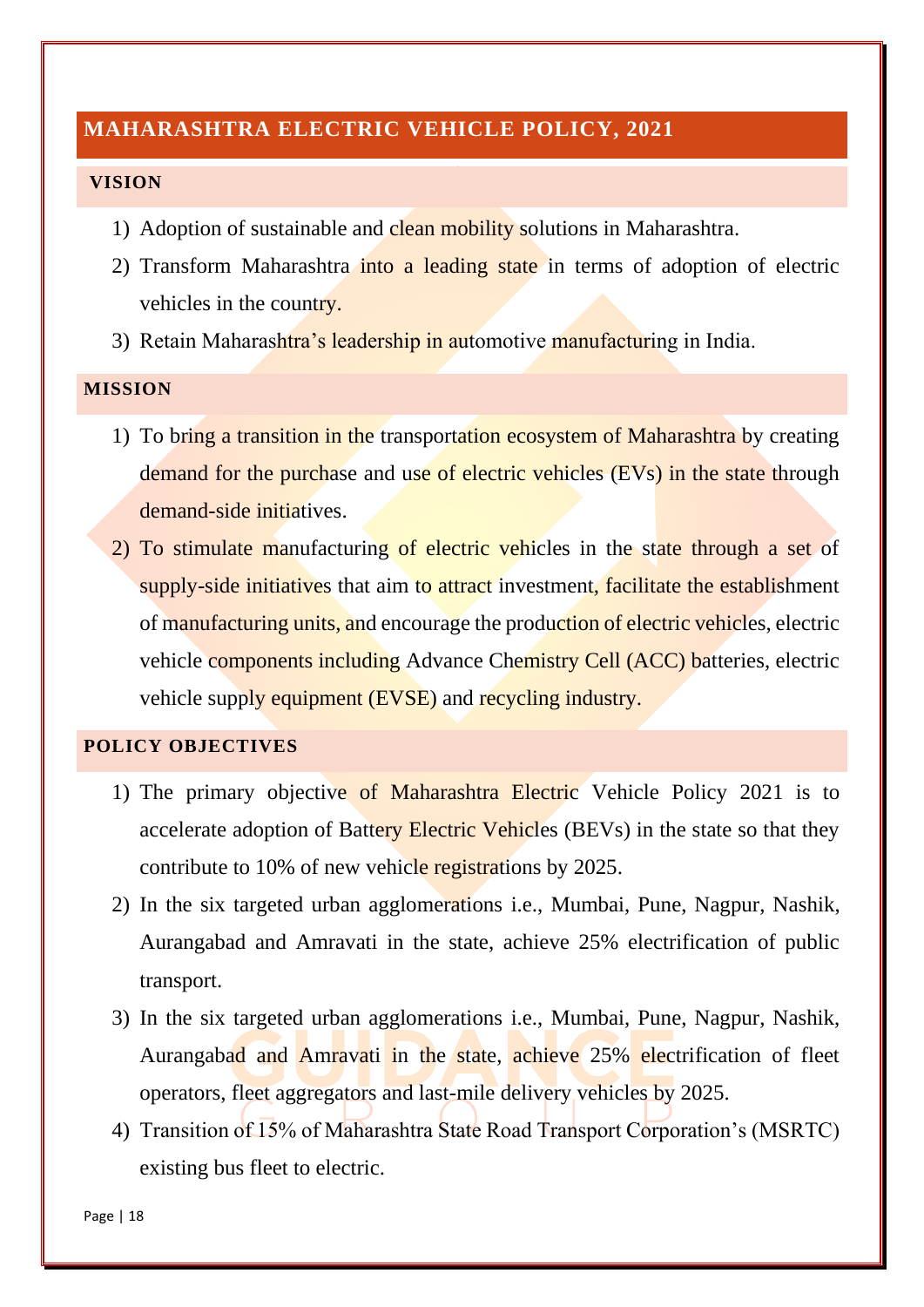## MAHARASHTRA ELECTRIC VEHICLE POLICY, 2021

### VISION

1) Adoption of sustainable and clean mobility solutions in Maharashtra.
2) Transform Maharashtra into a leading state in terms of adoption of electric vehicles in the country.
3) Retain Maharashtra's leadership in automotive manufacturing in India.

### MISSION

1) To bring a transition in the transportation ecosystem of Maharashtra by creating demand for the purchase and use of electric vehicles (EVs) in the state through demand-side initiatives.
2) To stimulate manufacturing of electric vehicles in the state through a set of supply-side initiatives that aim to attract investment, facilitate the establishment of manufacturing units, and encourage the production of electric vehicles, electric vehicle components including Advance Chemistry Cell (ACC) batteries, electric vehicle supply equipment (EVSE) and recycling industry.

### POLICY OBJECTIVES

1) The primary objective of Maharashtra Electric Vehicle Policy 2021 is to accelerate adoption of Battery Electric Vehicles (BEVs) in the state so that they contribute to 10% of new vehicle registrations by 2025.
2) In the six targeted urban agglomerations i.e., Mumbai, Pune, Nagpur, Nashik, Aurangabad and Amravati in the state, achieve 25% electrification of public transport.
3) In the six targeted urban agglomerations i.e., Mumbai, Pune, Nagpur, Nashik, Aurangabad and Amravati in the state, achieve 25% electrification of fleet operators, fleet aggregators and last-mile delivery vehicles by 2025.
4) Transition of 15% of Maharashtra State Road Transport Corporation's (MSRTC) existing bus fleet to electric.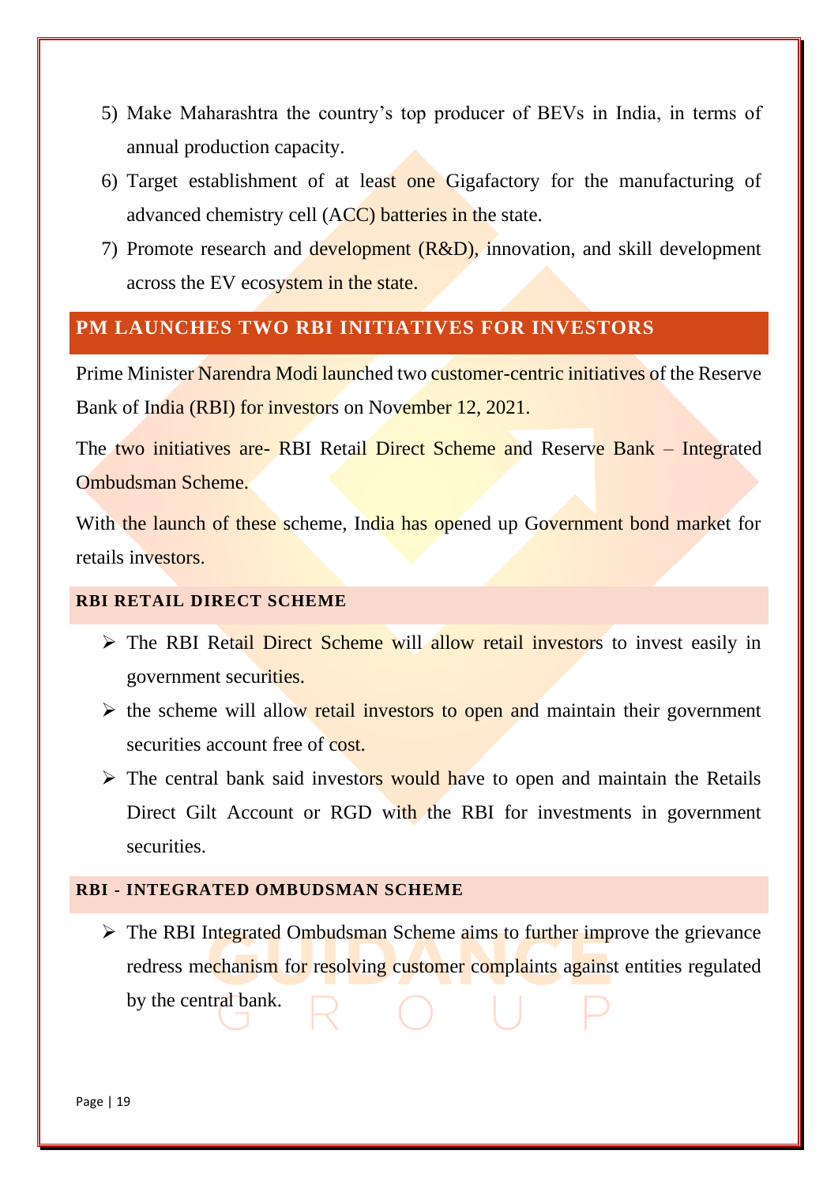5) Make Maharashtra the country's top producer of BEVs in India, in terms of annual production capacity.
6) Target establishment of at least one Gigafactory for the manufacturing of advanced chemistry cell (ACC) batteries in the state.
7) Promote research and development (R&D), innovation, and skill development across the EV ecosystem in the state.

## PM LAUNCHES TWO RBI INITIATIVES FOR INVESTORS

Prime Minister Narendra Modi launched two customer-centric initiatives of the Reserve Bank of India (RBI) for investors on November 12, 2021.

The two initiatives are- RBI Retail Direct Scheme and Reserve Bank – Integrated Ombudsman Scheme.

With the launch of these scheme, India has opened up Government bond market for retails investors.

### RBI RETAIL DIRECT SCHEME

- The RBI Retail Direct Scheme will allow retail investors to invest easily in government securities.
- the scheme will allow retail investors to open and maintain their government securities account free of cost.
- The central bank said investors would have to open and maintain the Retails Direct Gilt Account or RGD with the RBI for investments in government securities.

### RBI - INTEGRATED OMBUDSMAN SCHEME

- The RBI Integrated Ombudsman Scheme aims to further improve the grievance redress mechanism for resolving customer complaints against entities regulated by the central bank.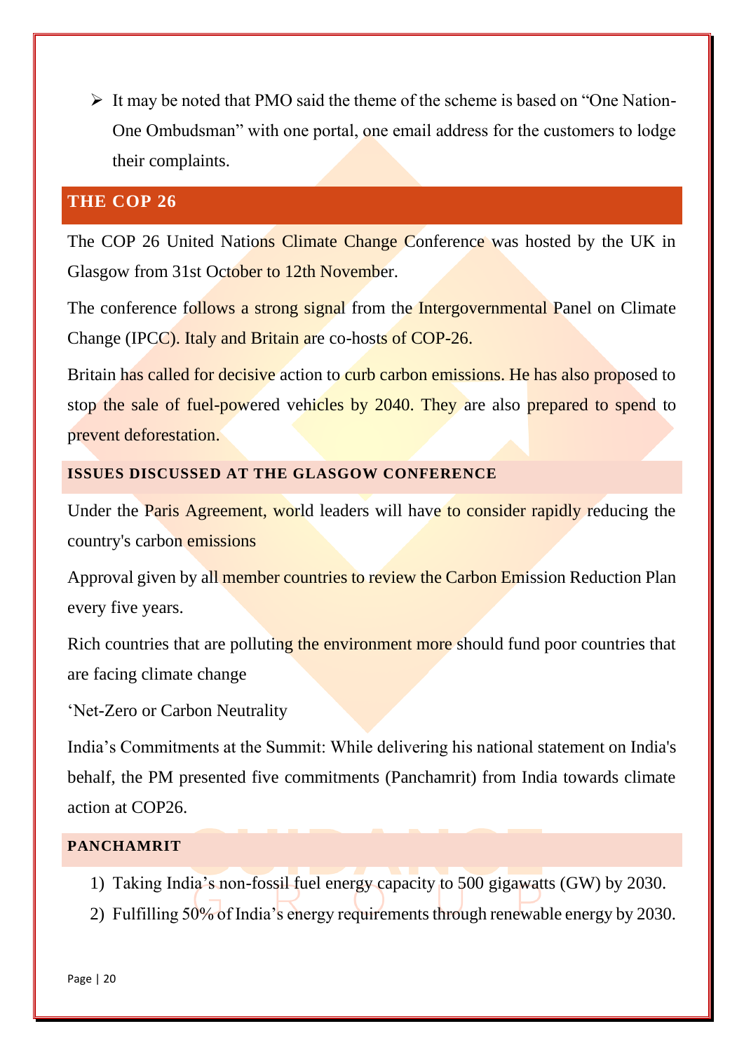- It may be noted that PMO said the theme of the scheme is based on "One Nation-One Ombudsman" with one portal, one email address for the customers to lodge their complaints.

## THE COP 26

The COP 26 United Nations Climate Change Conference was hosted by the UK in Glasgow from 31st October to 12th November.

The conference follows a strong signal from the Intergovernmental Panel on Climate Change (IPCC). Italy and Britain are co-hosts of COP-26.

Britain has called for decisive action to curb carbon emissions. He has also proposed to stop the sale of fuel-powered vehicles by 2040. They are also prepared to spend to prevent deforestation.

### ISSUES DISCUSSED AT THE GLASGOW CONFERENCE

Under the Paris Agreement, world leaders will have to consider rapidly reducing the country's carbon emissions

Approval given by all member countries to review the Carbon Emission Reduction Plan every five years.

Rich countries that are polluting the environment more should fund poor countries that are facing climate change

'Net-Zero or Carbon Neutrality

India's Commitments at the Summit: While delivering his national statement on India's behalf, the PM presented five commitments (Panchamrit) from India towards climate action at COP26.

### PANCHAMRIT

1) Taking India's non-fossil fuel energy capacity to 500 gigawatts (GW) by 2030.
2) Fulfilling 50% of India's energy requirements through renewable energy by 2030.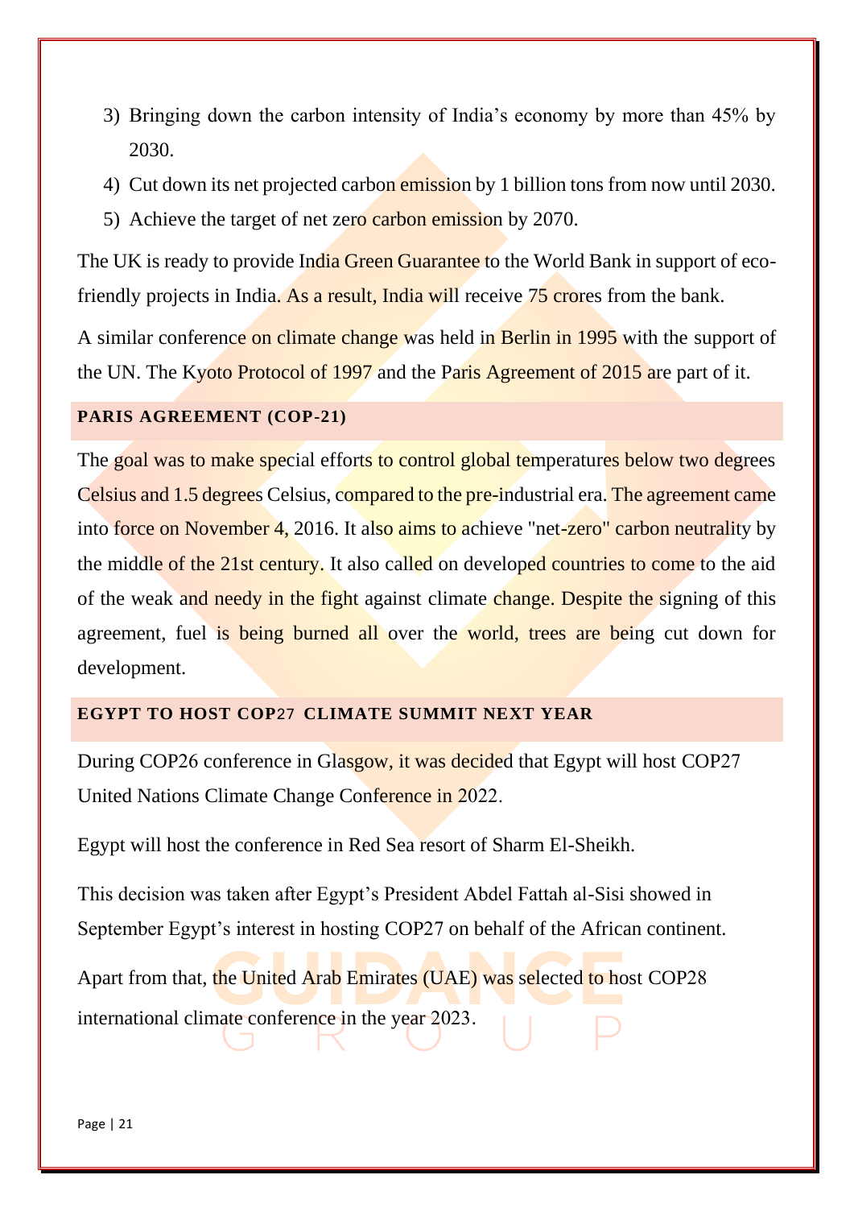3) Bringing down the carbon intensity of India's economy by more than 45% by 2030.
4) Cut down its net projected carbon emission by 1 billion tons from now until 2030.
5) Achieve the target of net zero carbon emission by 2070.

The UK is ready to provide India Green Guarantee to the World Bank in support of eco-friendly projects in India. As a result, India will receive 75 crores from the bank.

A similar conference on climate change was held in Berlin in 1995 with the support of the UN. The Kyoto Protocol of 1997 and the Paris Agreement of 2015 are part of it.

## PARIS AGREEMENT (COP-21)

The goal was to make special efforts to control global temperatures below two degrees Celsius and 1.5 degrees Celsius, compared to the pre-industrial era. The agreement came into force on November 4, 2016. It also aims to achieve "net-zero" carbon neutrality by the middle of the 21st century. It also called on developed countries to come to the aid of the weak and needy in the fight against climate change. Despite the signing of this agreement, fuel is being burned all over the world, trees are being cut down for development.

## EGYPT TO HOST COP27 CLIMATE SUMMIT NEXT YEAR

During COP26 conference in Glasgow, it was decided that Egypt will host COP27 United Nations Climate Change Conference in 2022.

Egypt will host the conference in Red Sea resort of Sharm El-Sheikh.

This decision was taken after Egypt's President Abdel Fattah al-Sisi showed in September Egypt's interest in hosting COP27 on behalf of the African continent.

Apart from that, the United Arab Emirates (UAE) was selected to host COP28 international climate conference in the year 2023.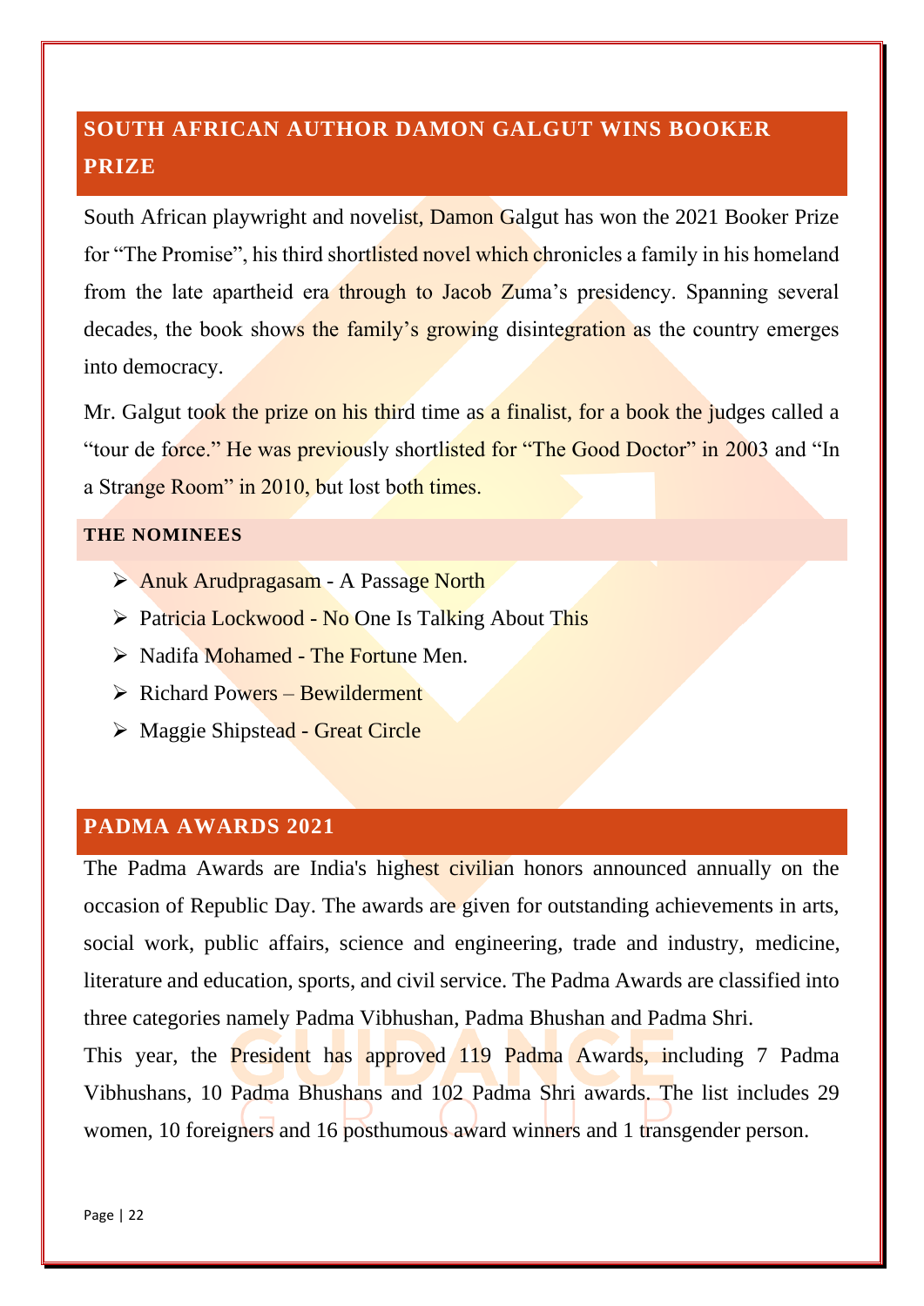## SOUTH AFRICAN AUTHOR DAMON GALGUT WINS BOOKER PRIZE

South African playwright and novelist, Damon Galgut has won the 2021 Booker Prize for "The Promise", his third shortlisted novel which chronicles a family in his homeland from the late apartheid era through to Jacob Zuma's presidency. Spanning several decades, the book shows the family's growing disintegration as the country emerges into democracy.

Mr. Galgut took the prize on his third time as a finalist, for a book the judges called a "tour de force." He was previously shortlisted for "The Good Doctor" in 2003 and "In a Strange Room" in 2010, but lost both times.

### THE NOMINEES

- Anuk Arudpragasam - A Passage North
- Patricia Lockwood - No One Is Talking About This
- Nadifa Mohamed - The Fortune Men.
- Richard Powers – Bewilderment
- Maggie Shipstead - Great Circle

## PADMA AWARDS 2021

The Padma Awards are India's highest civilian honors announced annually on the occasion of Republic Day. The awards are given for outstanding achievements in arts, social work, public affairs, science and engineering, trade and industry, medicine, literature and education, sports, and civil service. The Padma Awards are classified into three categories namely Padma Vibhushan, Padma Bhushan and Padma Shri.

This year, the President has approved 119 Padma Awards, including 7 Padma Vibhushans, 10 Padma Bhushans and 102 Padma Shri awards. The list includes 29 women, 10 foreigners and 16 posthumous award winners and 1 transgender person.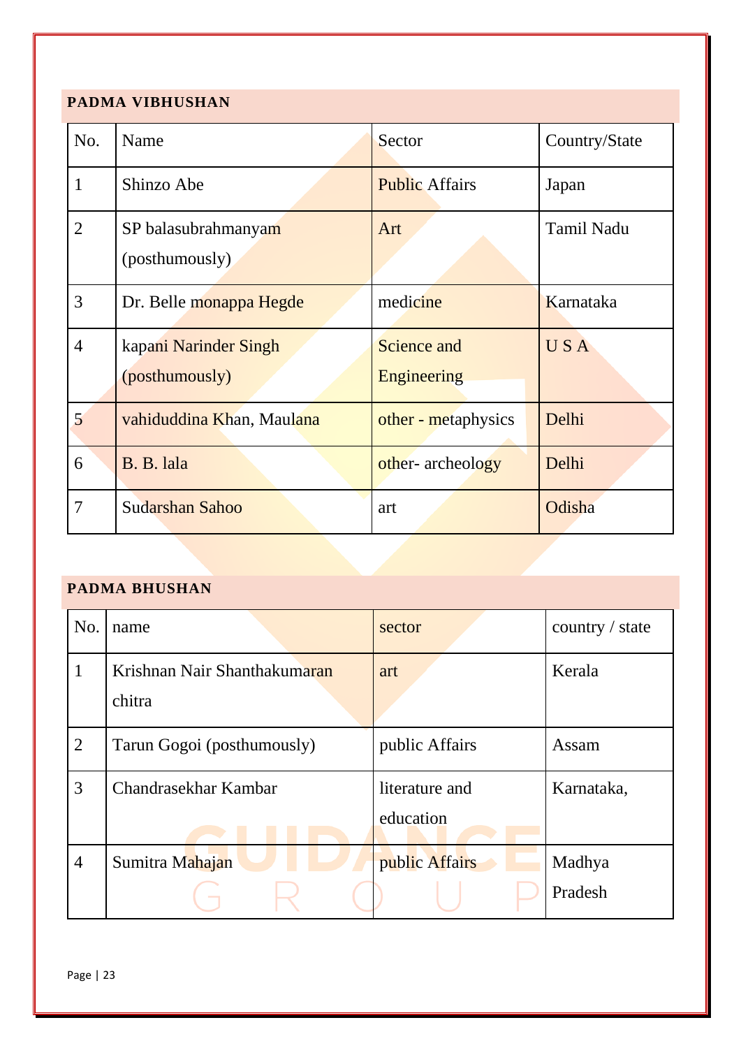## PADMA VIBHUSHAN

| No. | Name | Sector | Country/State |
|---|---|---|---|
| 1 | Shinzo Abe | Public Affairs | Japan |
| 2 | SP balasubrahmanyam (posthumously) | Art | Tamil Nadu |
| 3 | Dr. Belle monappa Hegde | medicine | Karnataka |
| 4 | kapani Narinder Singh (posthumously) | Science and Engineering | U S A |
| 5 | vahiduddina Khan, Maulana | other - metaphysics | Delhi |
| 6 | B. B. lala | other- archeology | Delhi |
| 7 | Sudarshan Sahoo | art | Odisha |

## PADMA BHUSHAN

| No. | name | sector | country / state |
|---|---|---|---|
| 1 | Krishnan Nair Shanthakumaran chitra | art | Kerala |
| 2 | Tarun Gogoi (posthumously) | public Affairs | Assam |
| 3 | Chandrasekhar Kambar | literature and education | Karnataka, |
| 4 | Sumitra Mahajan | public Affairs | Madhya Pradesh |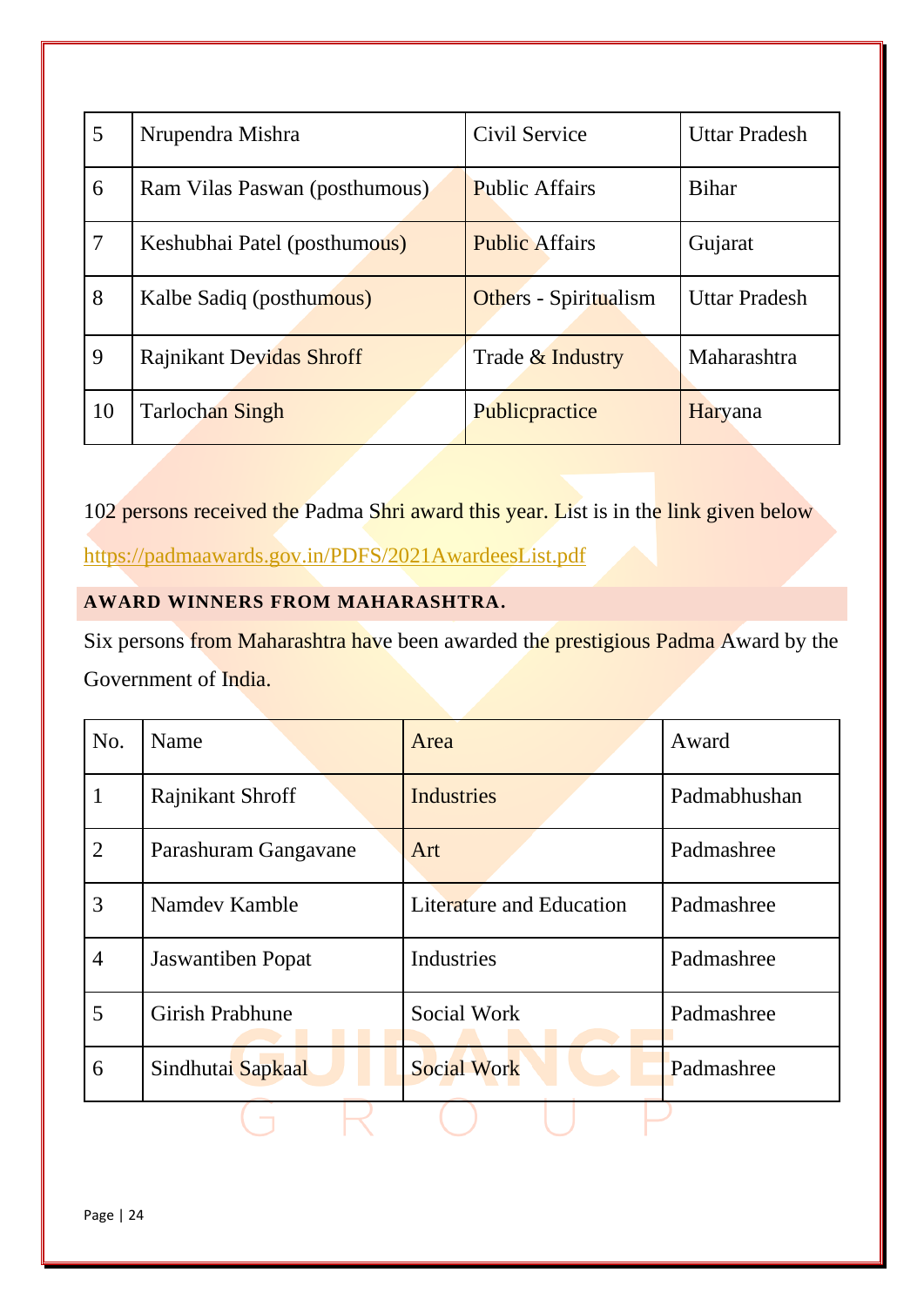| 5 | Nrupendra Mishra | Civil Service | Uttar Pradesh |
|---|---|---|---|
| 6 | Ram Vilas Paswan (posthumous) | Public Affairs | Bihar |
| 7 | Keshubhai Patel (posthumous) | Public Affairs | Gujarat |
| 8 | Kalbe Sadiq (posthumous) | Others - Spiritualism | Uttar Pradesh |
| 9 | Rajnikant Devidas Shroff | Trade & Industry | Maharashtra |
| 10 | Tarlochan Singh | Publicpractice | Haryana |

102 persons received the Padma Shri award this year. List is in the link given below

https://padmaawards.gov.in/PDFS/2021AwardeesList.pdf

## AWARD WINNERS FROM MAHARASHTRA.

Six persons from Maharashtra have been awarded the prestigious Padma Award by the Government of India.

| No. | Name | Area | Award |
|---|---|---|---|
| 1 | Rajnikant Shroff | Industries | Padmabhushan |
| 2 | Parashuram Gangavane | Art | Padmashree |
| 3 | Namdev Kamble | Literature and Education | Padmashree |
| 4 | Jaswantiben Popat | Industries | Padmashree |
| 5 | Girish Prabhune | Social Work | Padmashree |
| 6 | Sindhutai Sapkaal | Social Work | Padmashree |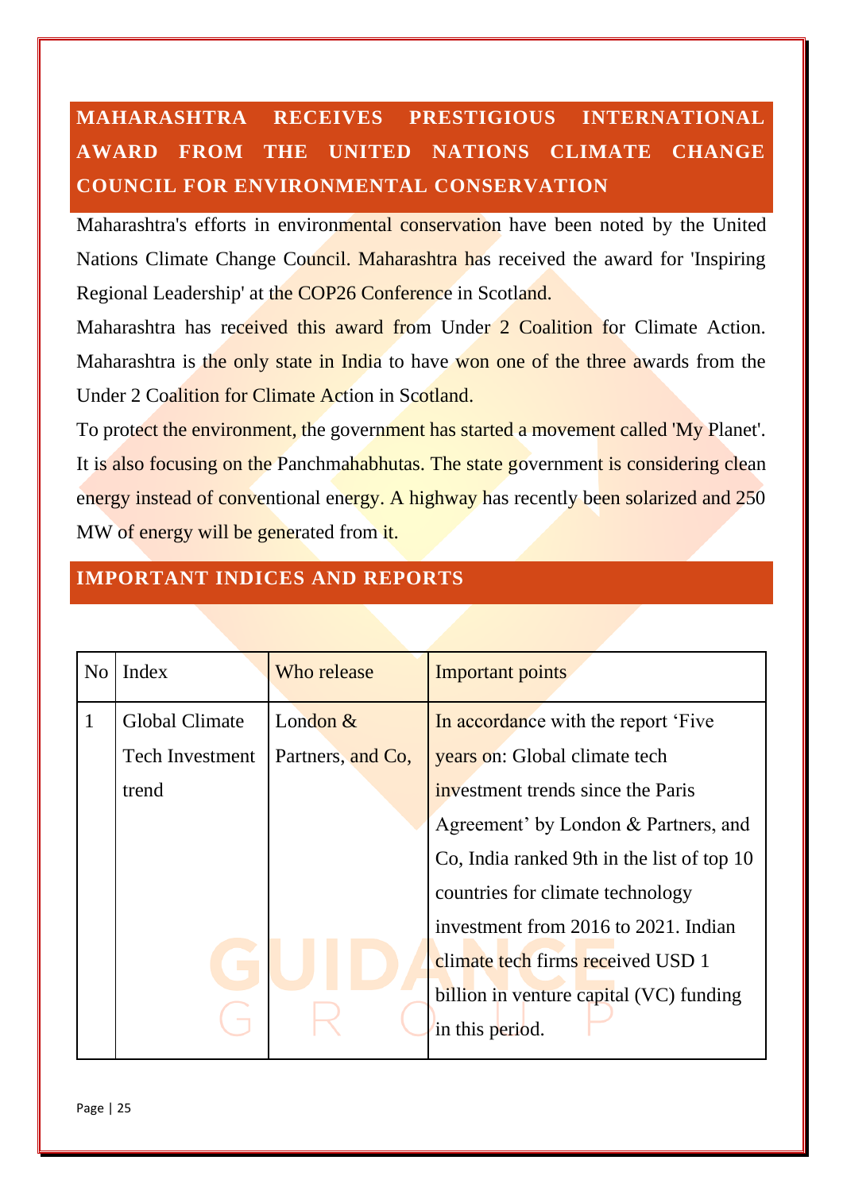## MAHARASHTRA RECEIVES PRESTIGIOUS INTERNATIONAL AWARD FROM THE UNITED NATIONS CLIMATE CHANGE COUNCIL FOR ENVIRONMENTAL CONSERVATION

Maharashtra's efforts in environmental conservation have been noted by the United Nations Climate Change Council. Maharashtra has received the award for 'Inspiring Regional Leadership' at the COP26 Conference in Scotland.

Maharashtra has received this award from Under 2 Coalition for Climate Action. Maharashtra is the only state in India to have won one of the three awards from the Under 2 Coalition for Climate Action in Scotland.

To protect the environment, the government has started a movement called 'My Planet'. It is also focusing on the Panchmahabhutas. The state government is considering clean energy instead of conventional energy. A highway has recently been solarized and 250 MW of energy will be generated from it.

## IMPORTANT INDICES AND REPORTS

| No | Index | Who release | Important points |
|---|---|---|---|
| 1 | Global Climate Tech Investment trend | London & Partners, and Co, | In accordance with the report 'Five years on: Global climate tech investment trends since the Paris Agreement' by London & Partners, and Co, India ranked 9th in the list of top 10 countries for climate technology investment from 2016 to 2021. Indian climate tech firms received USD 1 billion in venture capital (VC) funding in this period. |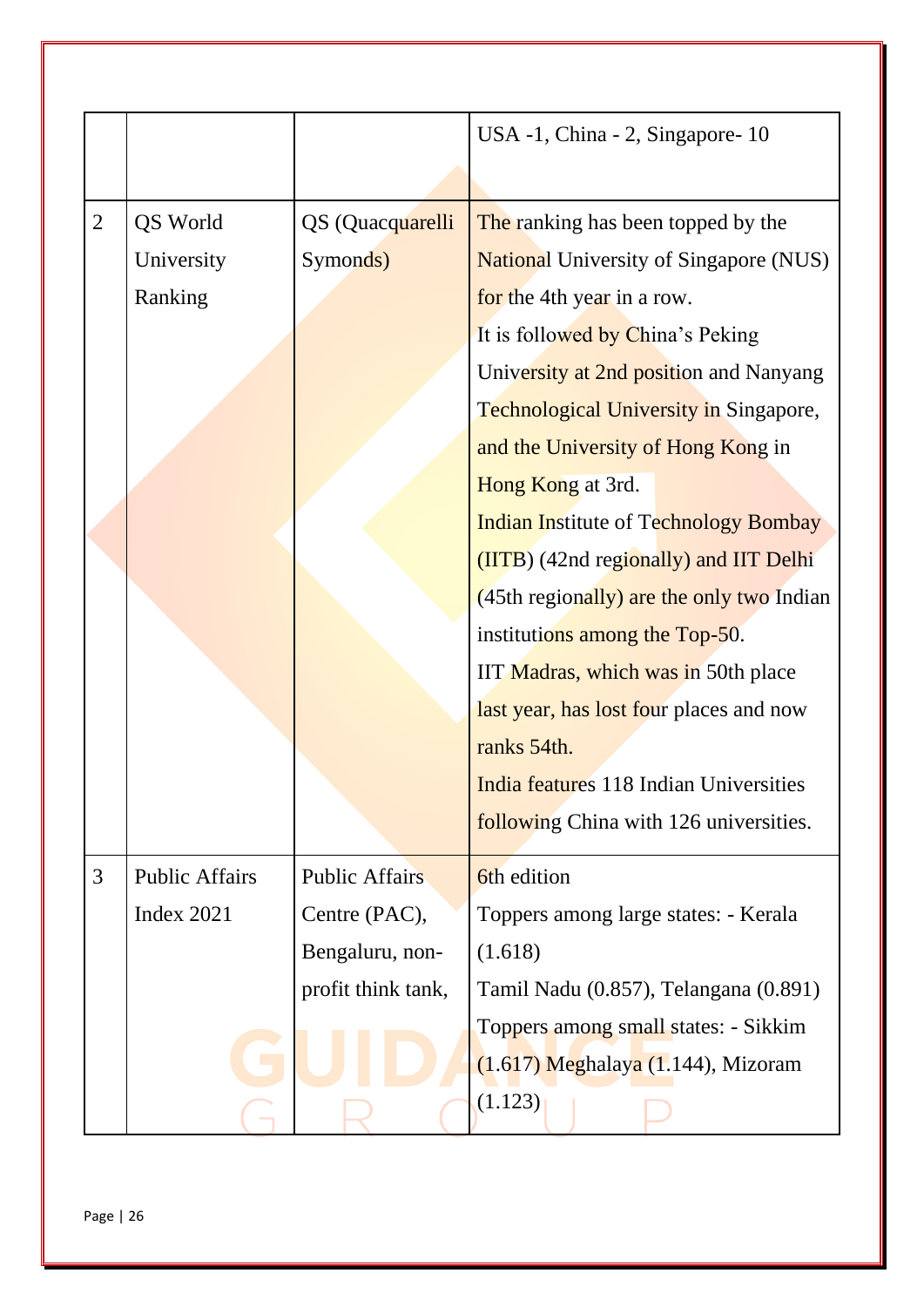|   |   |   |   |
|---|---|---|---|
|   |   |   | USA -1, China - 2, Singapore- 10 |
| 2 | QS World University Ranking | QS (Quacquarelli Symonds) | The ranking has been topped by the National University of Singapore (NUS) for the 4th year in a row.<br>It is followed by China's Peking University at 2nd position and Nanyang Technological University in Singapore, and the University of Hong Kong in Hong Kong at 3rd.<br>Indian Institute of Technology Bombay (IITB) (42nd regionally) and IIT Delhi (45th regionally) are the only two Indian institutions among the Top-50.<br>IIT Madras, which was in 50th place last year, has lost four places and now ranks 54th.<br>India features 118 Indian Universities following China with 126 universities. |
| 3 | Public Affairs Index 2021 | Public Affairs Centre (PAC), Bengaluru, non-profit think tank, | 6th edition<br>Toppers among large states: - Kerala (1.618)<br>Tamil Nadu (0.857), Telangana (0.891)<br>Toppers among small states: - Sikkim (1.617) Meghalaya (1.144), Mizoram (1.123) |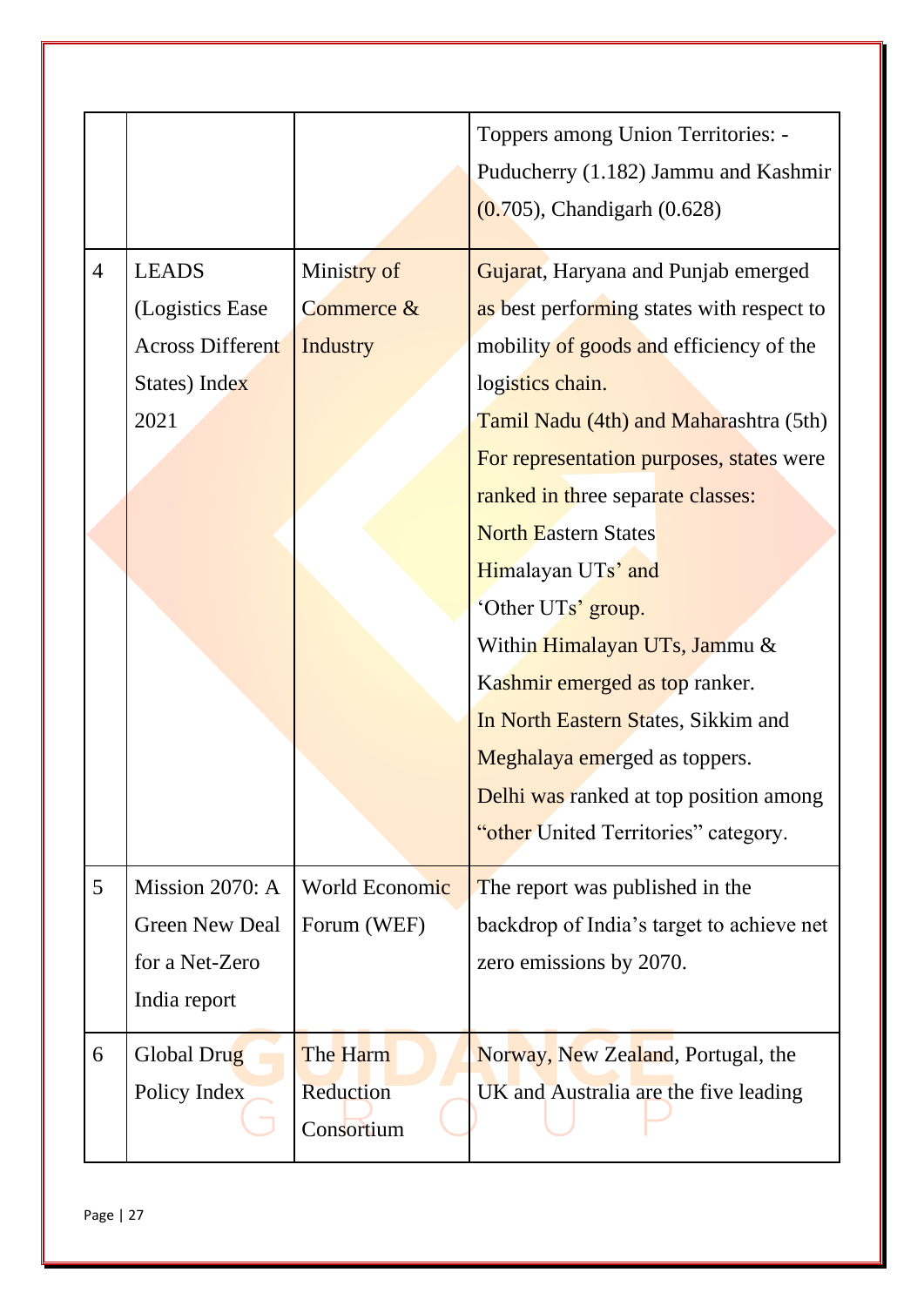| | | | |
|---|---|---|---|
| | | | Toppers among Union Territories: - Puducherry (1.182) Jammu and Kashmir (0.705), Chandigarh (0.628) |
| 4 | LEADS (Logistics Ease Across Different States) Index 2021 | Ministry of Commerce & Industry | Gujarat, Haryana and Punjab emerged as best performing states with respect to mobility of goods and efficiency of the logistics chain.<br>Tamil Nadu (4th) and Maharashtra (5th)<br>For representation purposes, states were ranked in three separate classes:<br>North Eastern States<br>Himalayan UTs' and<br>'Other UTs' group.<br>Within Himalayan UTs, Jammu & Kashmir emerged as top ranker.<br>In North Eastern States, Sikkim and Meghalaya emerged as toppers.<br>Delhi was ranked at top position among "other United Territories" category. |
| 5 | Mission 2070: A Green New Deal for a Net-Zero India report | World Economic Forum (WEF) | The report was published in the backdrop of India's target to achieve net zero emissions by 2070. |
| 6 | Global Drug Policy Index | The Harm Reduction Consortium | Norway, New Zealand, Portugal, the UK and Australia are the five leading |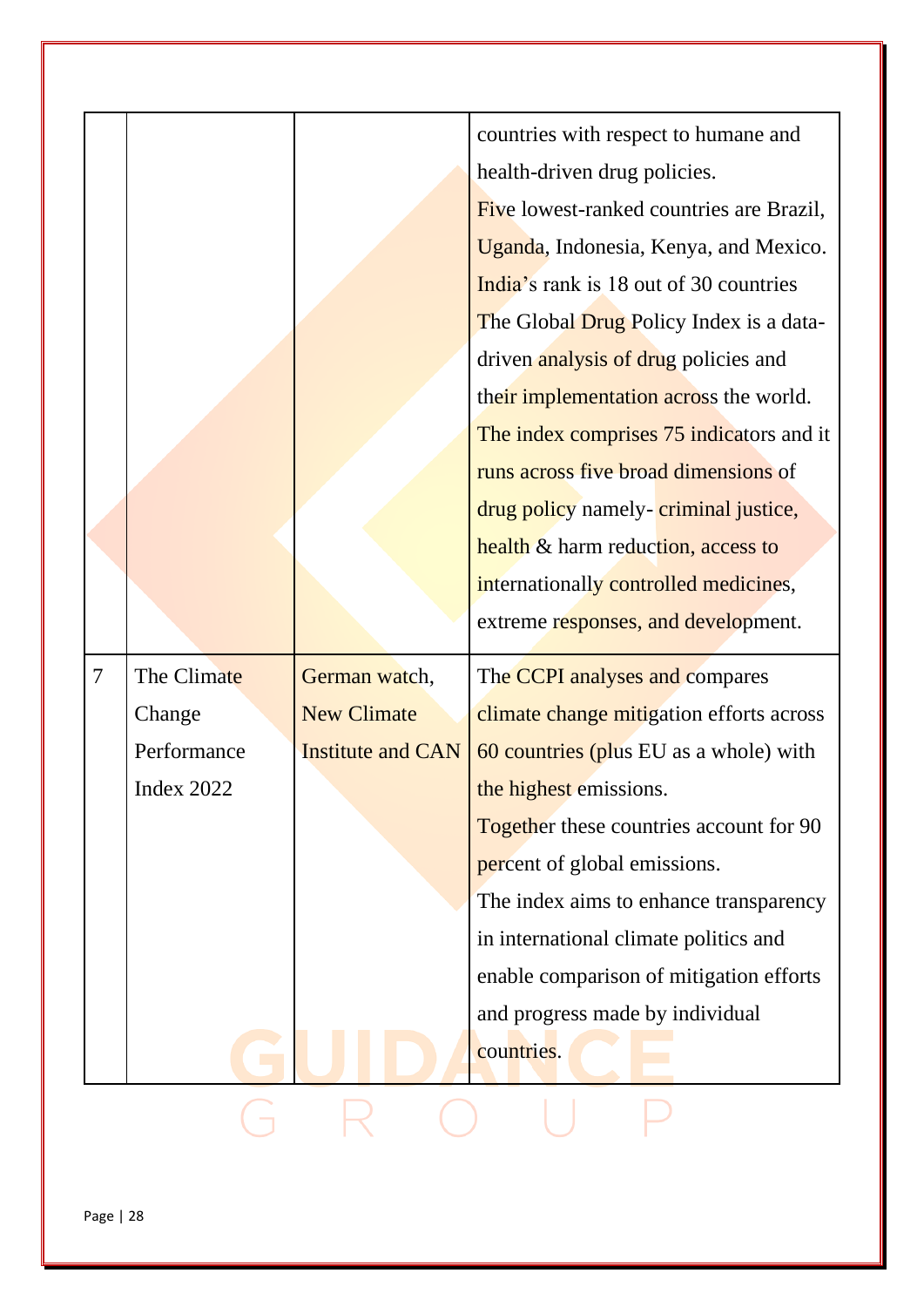| | | | |
|---|---|---|---|
| | | | countries with respect to humane and health-driven drug policies.<br>Five lowest-ranked countries are Brazil, Uganda, Indonesia, Kenya, and Mexico.<br>India's rank is 18 out of 30 countries<br>The Global Drug Policy Index is a data-driven analysis of drug policies and their implementation across the world.<br>The index comprises 75 indicators and it runs across five broad dimensions of drug policy namely- criminal justice, health & harm reduction, access to internationally controlled medicines, extreme responses, and development. |
| 7 | The Climate Change Performance Index 2022 | German watch, New Climate Institute and CAN | The CCPI analyses and compares climate change mitigation efforts across 60 countries (plus EU as a whole) with the highest emissions.<br>Together these countries account for 90 percent of global emissions.<br>The index aims to enhance transparency in international climate politics and enable comparison of mitigation efforts and progress made by individual countries. |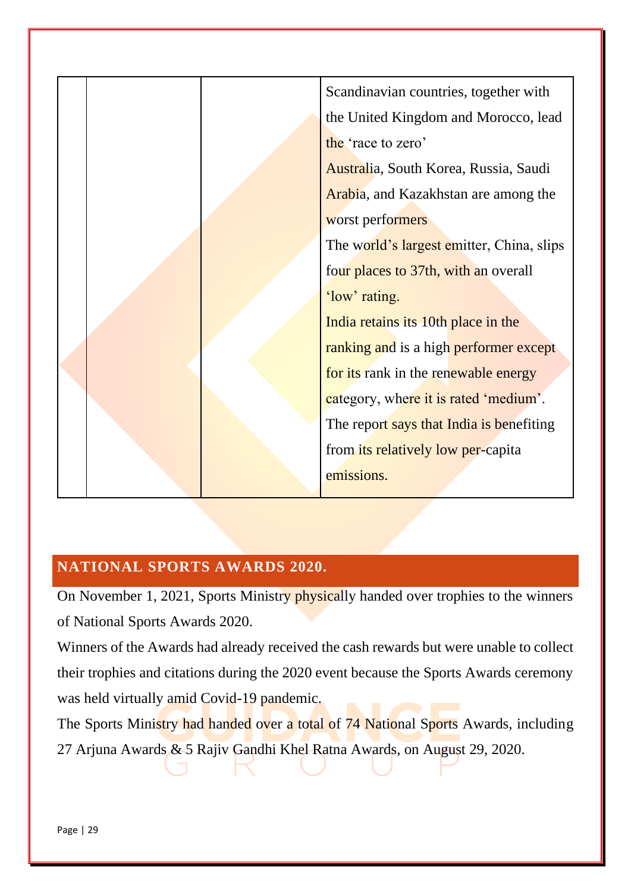|  |  |  | Scandinavian countries, together with the United Kingdom and Morocco, lead the 'race to zero'<br>Australia, South Korea, Russia, Saudi Arabia, and Kazakhstan are among the worst performers<br>The world's largest emitter, China, slips four places to 37th, with an overall 'low' rating.<br>India retains its 10th place in the ranking and is a high performer except for its rank in the renewable energy category, where it is rated 'medium'.<br>The report says that India is benefiting from its relatively low per-capita emissions. |
|---|---|---|---|

## NATIONAL SPORTS AWARDS 2020.

On November 1, 2021, Sports Ministry physically handed over trophies to the winners of National Sports Awards 2020.

Winners of the Awards had already received the cash rewards but were unable to collect their trophies and citations during the 2020 event because the Sports Awards ceremony was held virtually amid Covid-19 pandemic.

The Sports Ministry had handed over a total of 74 National Sports Awards, including 27 Arjuna Awards & 5 Rajiv Gandhi Khel Ratna Awards, on August 29, 2020.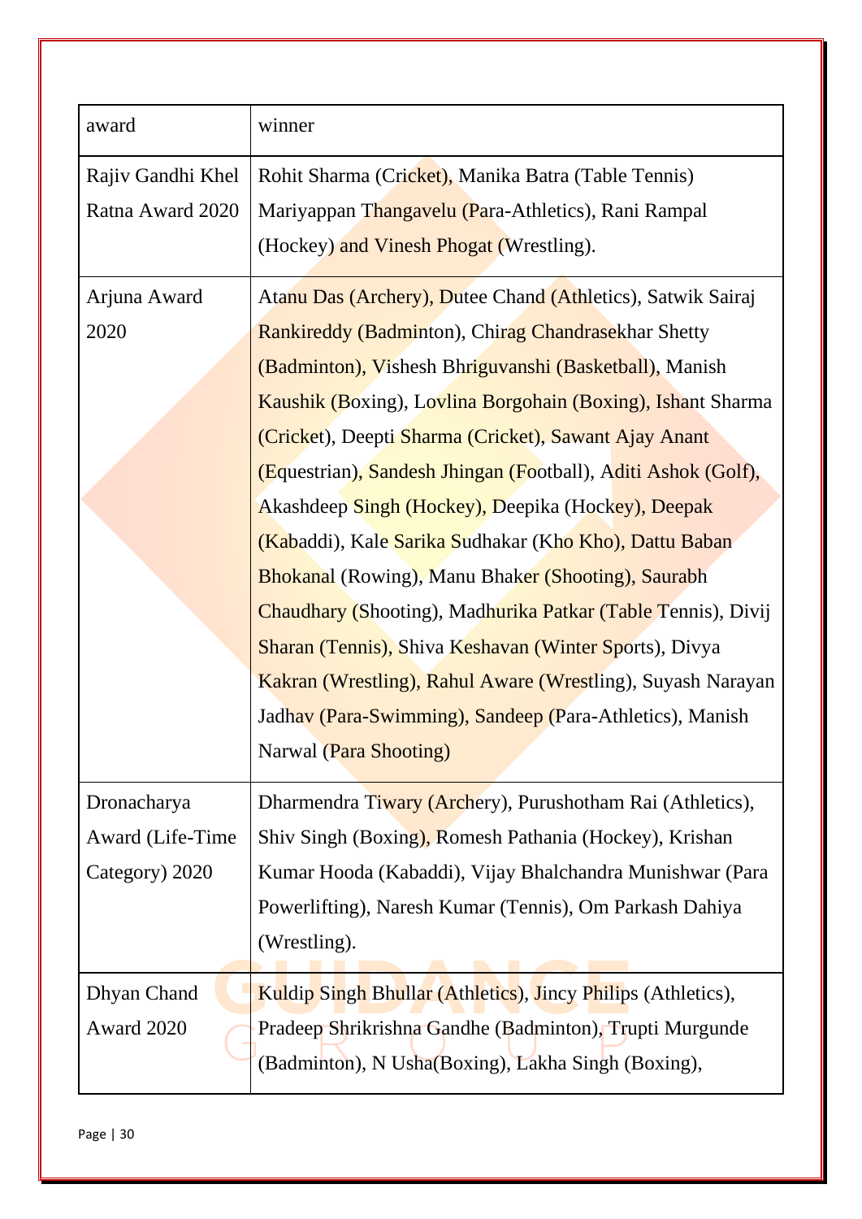| award | winner |
|---|---|
| Rajiv Gandhi Khel Ratna Award 2020 | Rohit Sharma (Cricket), Manika Batra (Table Tennis) Mariyappan Thangavelu (Para-Athletics), Rani Rampal (Hockey) and Vinesh Phogat (Wrestling). |
| Arjuna Award 2020 | Atanu Das (Archery), Dutee Chand (Athletics), Satwik Sairaj Rankireddy (Badminton), Chirag Chandrasekhar Shetty (Badminton), Vishesh Bhriguvanshi (Basketball), Manish Kaushik (Boxing), Lovlina Borgohain (Boxing), Ishant Sharma (Cricket), Deepti Sharma (Cricket), Sawant Ajay Anant (Equestrian), Sandesh Jhingan (Football), Aditi Ashok (Golf), Akashdeep Singh (Hockey), Deepika (Hockey), Deepak (Kabaddi), Kale Sarika Sudhakar (Kho Kho), Dattu Baban Bhokanal (Rowing), Manu Bhaker (Shooting), Saurabh Chaudhary (Shooting), Madhurika Patkar (Table Tennis), Divij Sharan (Tennis), Shiva Keshavan (Winter Sports), Divya Kakran (Wrestling), Rahul Aware (Wrestling), Suyash Narayan Jadhav (Para-Swimming), Sandeep (Para-Athletics), Manish Narwal (Para Shooting) |
| Dronacharya Award (Life-Time Category) 2020 | Dharmendra Tiwary (Archery), Purushotham Rai (Athletics), Shiv Singh (Boxing), Romesh Pathania (Hockey), Krishan Kumar Hooda (Kabaddi), Vijay Bhalchandra Munishwar (Para Powerlifting), Naresh Kumar (Tennis), Om Parkash Dahiya (Wrestling). |
| Dhyan Chand Award 2020 | Kuldip Singh Bhullar (Athletics), Jincy Philips (Athletics), Pradeep Shrikrishna Gandhe (Badminton), Trupti Murgunde (Badminton), N Usha(Boxing), Lakha Singh (Boxing), |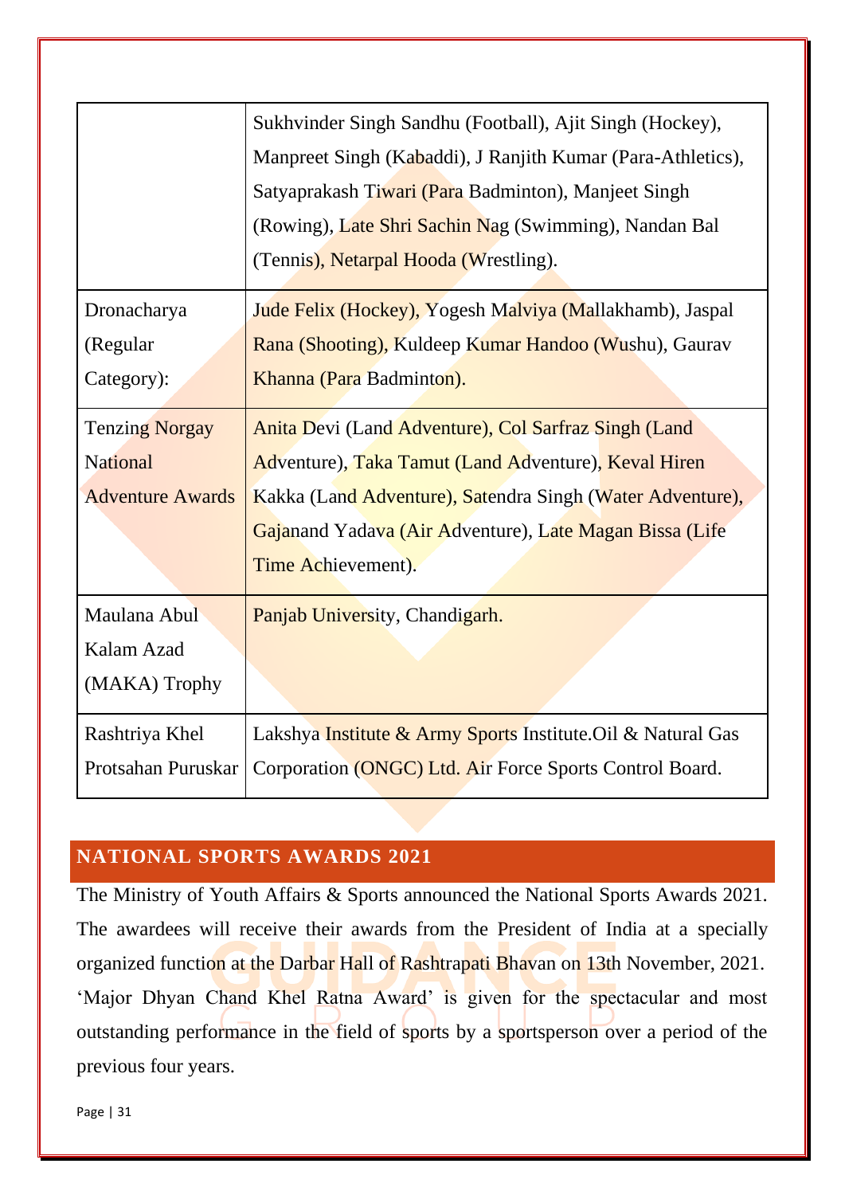| | |
|---|---|
| | Sukhvinder Singh Sandhu (Football), Ajit Singh (Hockey), Manpreet Singh (Kabaddi), J Ranjith Kumar (Para-Athletics), Satyaprakash Tiwari (Para Badminton), Manjeet Singh (Rowing), Late Shri Sachin Nag (Swimming), Nandan Bal (Tennis), Netarpal Hooda (Wrestling). |
| Dronacharya (Regular Category): | Jude Felix (Hockey), Yogesh Malviya (Mallakhamb), Jaspal Rana (Shooting), Kuldeep Kumar Handoo (Wushu), Gaurav Khanna (Para Badminton). |
| Tenzing Norgay National Adventure Awards | Anita Devi (Land Adventure), Col Sarfraz Singh (Land Adventure), Taka Tamut (Land Adventure), Keval Hiren Kakka (Land Adventure), Satendra Singh (Water Adventure), Gajanand Yadava (Air Adventure), Late Magan Bissa (Life Time Achievement). |
| Maulana Abul Kalam Azad (MAKA) Trophy | Panjab University, Chandigarh. |
| Rashtriya Khel Protsahan Puruskar | Lakshya Institute & Army Sports Institute.Oil & Natural Gas Corporation (ONGC) Ltd. Air Force Sports Control Board. |

## NATIONAL SPORTS AWARDS 2021

The Ministry of Youth Affairs & Sports announced the National Sports Awards 2021. The awardees will receive their awards from the President of India at a specially organized function at the Darbar Hall of Rashtrapati Bhavan on 13th November, 2021. 'Major Dhyan Chand Khel Ratna Award' is given for the spectacular and most outstanding performance in the field of sports by a sportsperson over a period of the previous four years.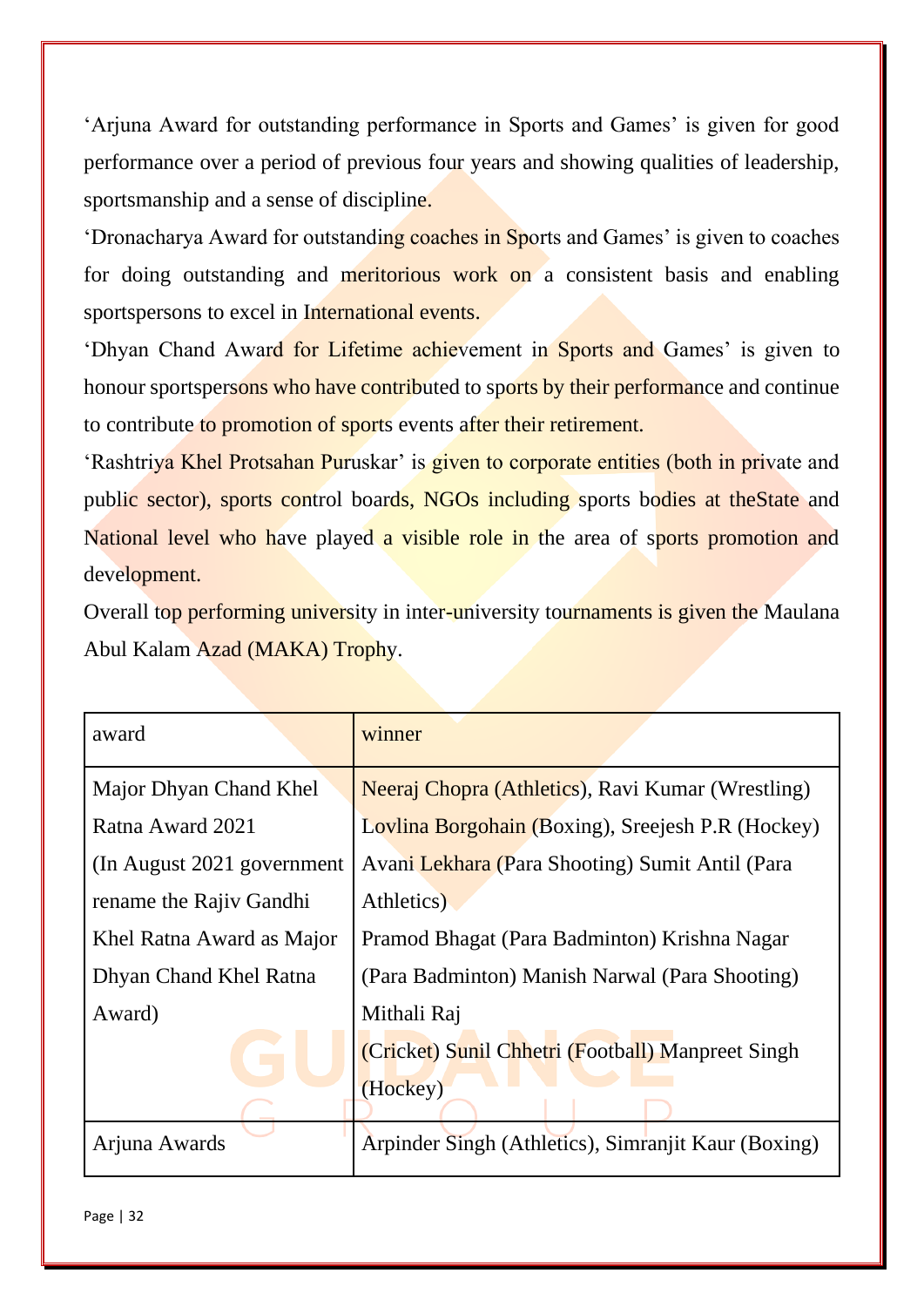'Arjuna Award for outstanding performance in Sports and Games' is given for good performance over a period of previous four years and showing qualities of leadership, sportsmanship and a sense of discipline.

'Dronacharya Award for outstanding coaches in Sports and Games' is given to coaches for doing outstanding and meritorious work on a consistent basis and enabling sportspersons to excel in International events.

'Dhyan Chand Award for Lifetime achievement in Sports and Games' is given to honour sportspersons who have contributed to sports by their performance and continue to contribute to promotion of sports events after their retirement.

'Rashtriya Khel Protsahan Puruskar' is given to corporate entities (both in private and public sector), sports control boards, NGOs including sports bodies at theState and National level who have played a visible role in the area of sports promotion and development.

Overall top performing university in inter-university tournaments is given the Maulana Abul Kalam Azad (MAKA) Trophy.

| award | winner |
|---|---|
| Major Dhyan Chand Khel Ratna Award 2021 (In August 2021 government rename the Rajiv Gandhi Khel Ratna Award as Major Dhyan Chand Khel Ratna Award) | Neeraj Chopra (Athletics), Ravi Kumar (Wrestling) Lovlina Borgohain (Boxing), Sreejesh P.R (Hockey) Avani Lekhara (Para Shooting) Sumit Antil (Para Athletics) Pramod Bhagat (Para Badminton) Krishna Nagar (Para Badminton) Manish Narwal (Para Shooting) Mithali Raj (Cricket) Sunil Chhetri (Football) Manpreet Singh (Hockey) |
| Arjuna Awards | Arpinder Singh (Athletics), Simranjit Kaur (Boxing) |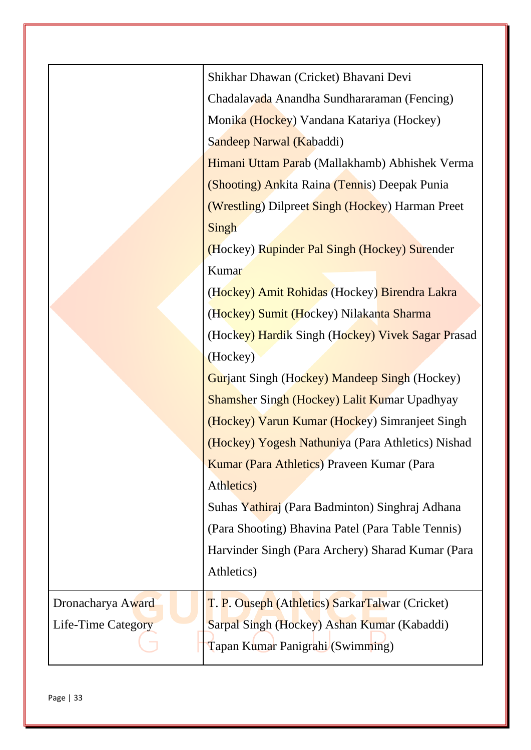| | |
|---|---|
| | Shikhar Dhawan (Cricket) Bhavani Devi Chadalavada Anandha Sundhararaman (Fencing) Monika (Hockey) Vandana Katariya (Hockey) Sandeep Narwal (Kabaddi) Himani Uttam Parab (Mallakhamb) Abhishek Verma (Shooting) Ankita Raina (Tennis) Deepak Punia (Wrestling) Dilpreet Singh (Hockey) Harman Preet Singh (Hockey) Rupinder Pal Singh (Hockey) Surender Kumar (Hockey) Amit Rohidas (Hockey) Birendra Lakra (Hockey) Sumit (Hockey) Nilakanta Sharma (Hockey) Hardik Singh (Hockey) Vivek Sagar Prasad (Hockey) Gurjant Singh (Hockey) Mandeep Singh (Hockey) Shamsher Singh (Hockey) Lalit Kumar Upadhyay (Hockey) Varun Kumar (Hockey) Simranjeet Singh (Hockey) Yogesh Nathuniya (Para Athletics) Nishad Kumar (Para Athletics) Praveen Kumar (Para Athletics) Suhas Yathiraj (Para Badminton) Singhraj Adhana (Para Shooting) Bhavina Patel (Para Table Tennis) Harvinder Singh (Para Archery) Sharad Kumar (Para Athletics) |
| Dronacharya Award Life-Time Category | T. P. Ouseph (Athletics) SarkarTalwar (Cricket) Sarpal Singh (Hockey) Ashan Kumar (Kabaddi) Tapan Kumar Panigrahi (Swimming) |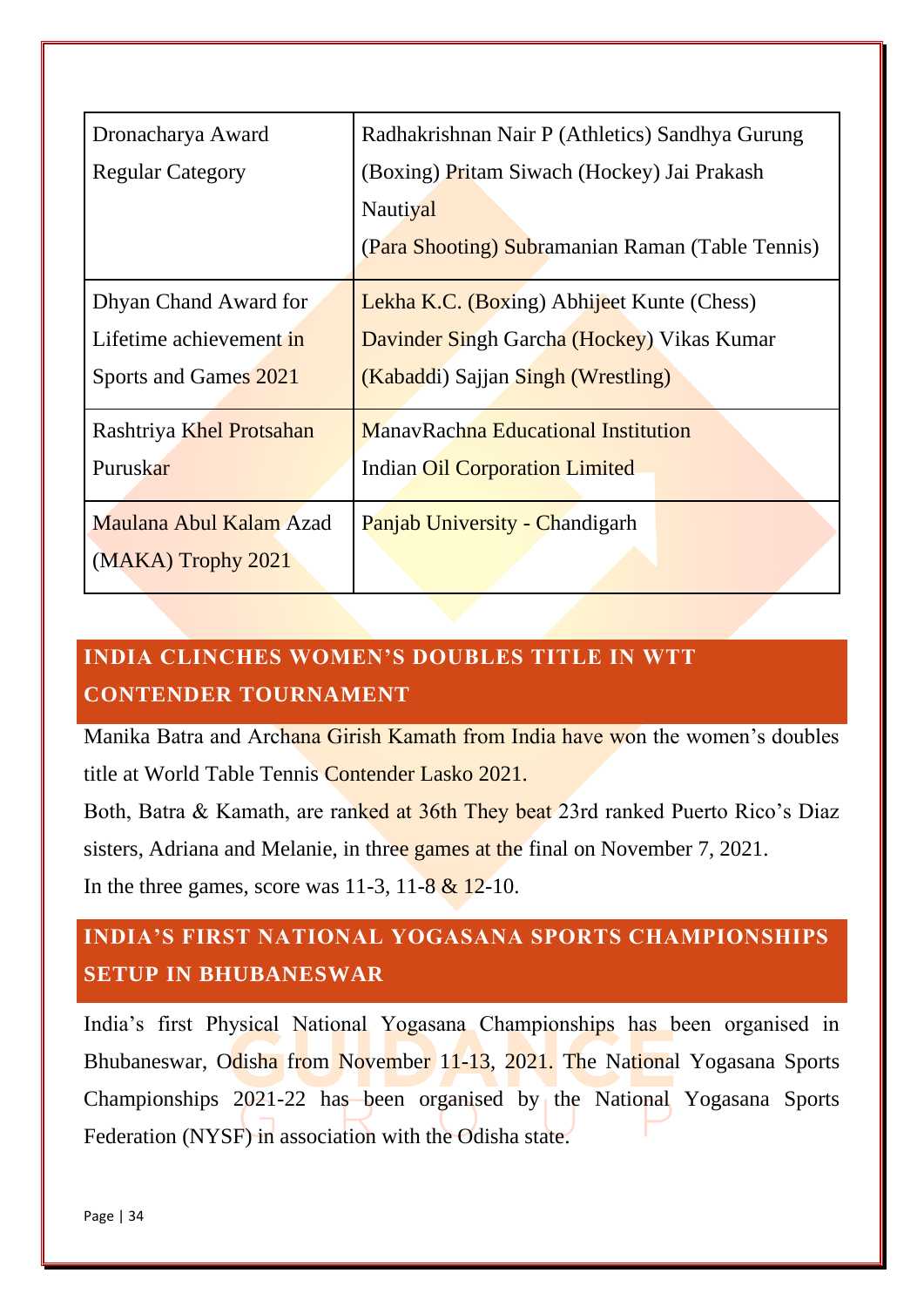| | |
|---|---|
| Dronacharya Award Regular Category | Radhakrishnan Nair P (Athletics) Sandhya Gurung (Boxing) Pritam Siwach (Hockey) Jai Prakash Nautiyal (Para Shooting) Subramanian Raman (Table Tennis) |
| Dhyan Chand Award for Lifetime achievement in Sports and Games 2021 | Lekha K.C. (Boxing) Abhijeet Kunte (Chess) Davinder Singh Garcha (Hockey) Vikas Kumar (Kabaddi) Sajjan Singh (Wrestling) |
| Rashtriya Khel Protsahan Puruskar | ManavRachna Educational Institution Indian Oil Corporation Limited |
| Maulana Abul Kalam Azad (MAKA) Trophy 2021 | Panjab University - Chandigarh |

## INDIA CLINCHES WOMEN'S DOUBLES TITLE IN WTT CONTENDER TOURNAMENT

Manika Batra and Archana Girish Kamath from India have won the women's doubles title at World Table Tennis Contender Lasko 2021.

Both, Batra & Kamath, are ranked at 36th They beat 23rd ranked Puerto Rico's Diaz sisters, Adriana and Melanie, in three games at the final on November 7, 2021.

In the three games, score was 11-3, 11-8 & 12-10.

## INDIA'S FIRST NATIONAL YOGASANA SPORTS CHAMPIONSHIPS SETUP IN BHUBANESWAR

India's first Physical National Yogasana Championships has been organised in Bhubaneswar, Odisha from November 11-13, 2021. The National Yogasana Sports Championships 2021-22 has been organised by the National Yogasana Sports Federation (NYSF) in association with the Odisha state.